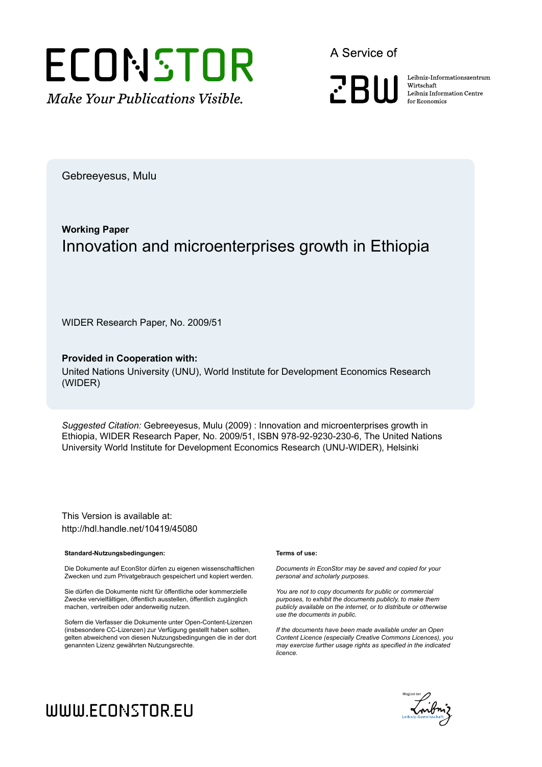# ECONSTOR

*Make Your Publications Visible.*

A Service of

ZBW

Leibniz-Informationszentrum Wirtschaft
Leibniz Information Centre for Economics

Gebreeyesus, Mulu

**Working Paper**

## Innovation and microenterprises growth in Ethiopia

WIDER Research Paper, No. 2009/51

**Provided in Cooperation with:**

United Nations University (UNU), World Institute for Development Economics Research (WIDER)

*Suggested Citation:* Gebreeyesus, Mulu (2009) : Innovation and microenterprises growth in Ethiopia, WIDER Research Paper, No. 2009/51, ISBN 978-92-9230-230-6, The United Nations University World Institute for Development Economics Research (UNU-WIDER), Helsinki

This Version is available at:
http://hdl.handle.net/10419/45080

**Standard-Nutzungsbedingungen:**

Die Dokumente auf EconStor dürfen zu eigenen wissenschaftlichen Zwecken und zum Privatgebrauch gespeichert und kopiert werden.

Sie dürfen die Dokumente nicht für öffentliche oder kommerzielle Zwecke vervielfältigen, öffentlich ausstellen, öffentlich zugänglich machen, vertreiben oder anderweitig nutzen.

Sofern die Verfasser die Dokumente unter Open-Content-Lizenzen (insbesondere CC-Lizenzen) zur Verfügung gestellt haben sollten, gelten abweichend von diesen Nutzungsbedingungen die in der dort genannten Lizenz gewährten Nutzungsrechte.

**Terms of use:**

*Documents in EconStor may be saved and copied for your personal and scholarly purposes.*

*You are not to copy documents for public or commercial purposes, to exhibit the documents publicly, to make them publicly available on the internet, or to distribute or otherwise use the documents in public.*

*If the documents have been made available under an Open Content Licence (especially Creative Commons Licences), you may exercise further usage rights as specified in the indicated licence.*

WWW.ECONSTOR.EU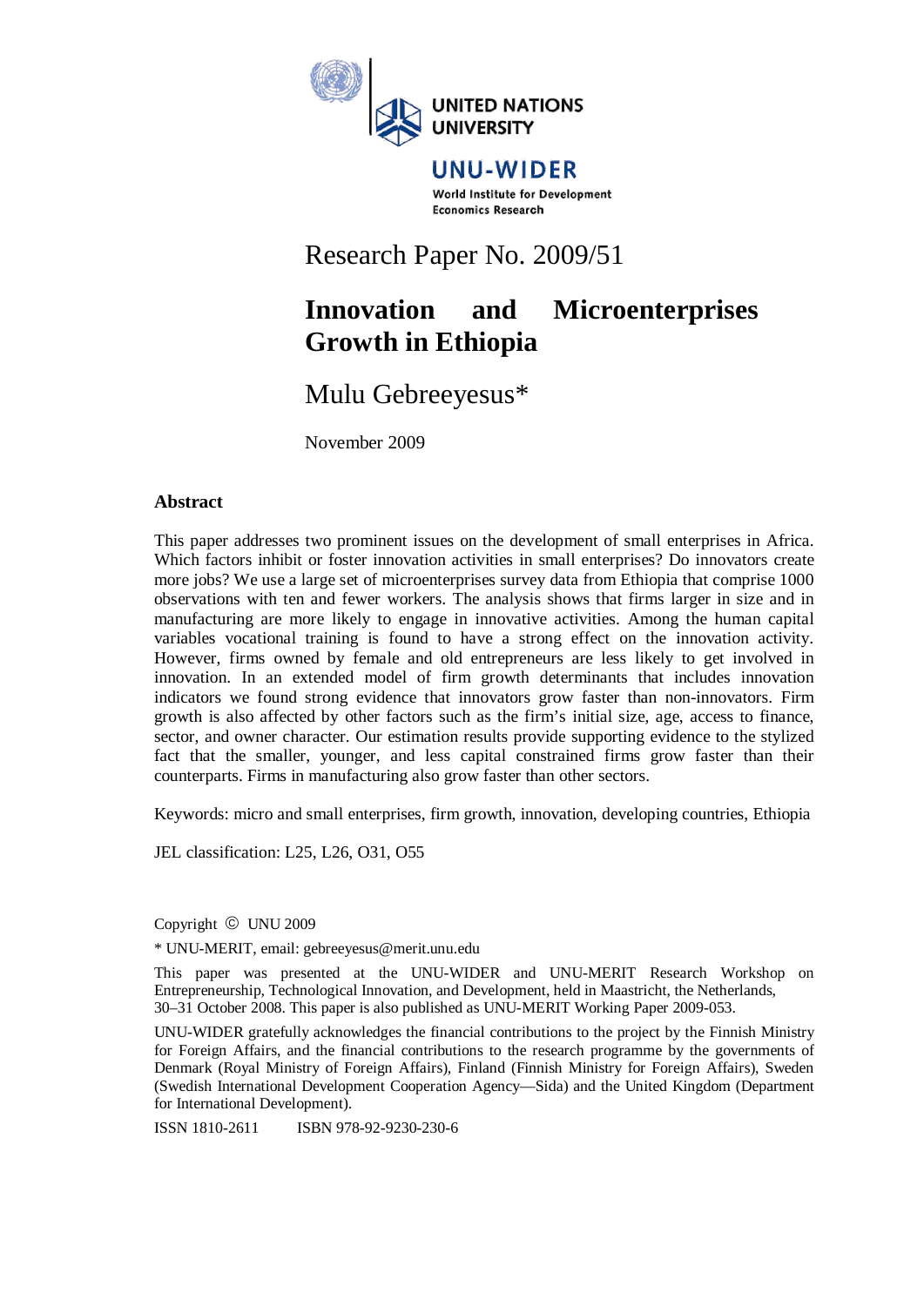Research Paper No. 2009/51

# Innovation and Microenterprises Growth in Ethiopia

Mulu Gebreeyesus*

November 2009

## Abstract

This paper addresses two prominent issues on the development of small enterprises in Africa. Which factors inhibit or foster innovation activities in small enterprises? Do innovators create more jobs? We use a large set of microenterprises survey data from Ethiopia that comprise 1000 observations with ten and fewer workers. The analysis shows that firms larger in size and in manufacturing are more likely to engage in innovative activities. Among the human capital variables vocational training is found to have a strong effect on the innovation activity. However, firms owned by female and old entrepreneurs are less likely to get involved in innovation. In an extended model of firm growth determinants that includes innovation indicators we found strong evidence that innovators grow faster than non-innovators. Firm growth is also affected by other factors such as the firm's initial size, age, access to finance, sector, and owner character. Our estimation results provide supporting evidence to the stylized fact that the smaller, younger, and less capital constrained firms grow faster than their counterparts. Firms in manufacturing also grow faster than other sectors.

Keywords: micro and small enterprises, firm growth, innovation, developing countries, Ethiopia

JEL classification: L25, L26, O31, O55

Copyright © UNU 2009

* UNU-MERIT, email: gebreeyesus@merit.unu.edu

This paper was presented at the UNU-WIDER and UNU-MERIT Research Workshop on Entrepreneurship, Technological Innovation, and Development, held in Maastricht, the Netherlands, 30–31 October 2008. This paper is also published as UNU-MERIT Working Paper 2009-053.

UNU-WIDER gratefully acknowledges the financial contributions to the project by the Finnish Ministry for Foreign Affairs, and the financial contributions to the research programme by the governments of Denmark (Royal Ministry of Foreign Affairs), Finland (Finnish Ministry for Foreign Affairs), Sweden (Swedish International Development Cooperation Agency—Sida) and the United Kingdom (Department for International Development).

ISSN 1810-2611 ISBN 978-92-9230-230-6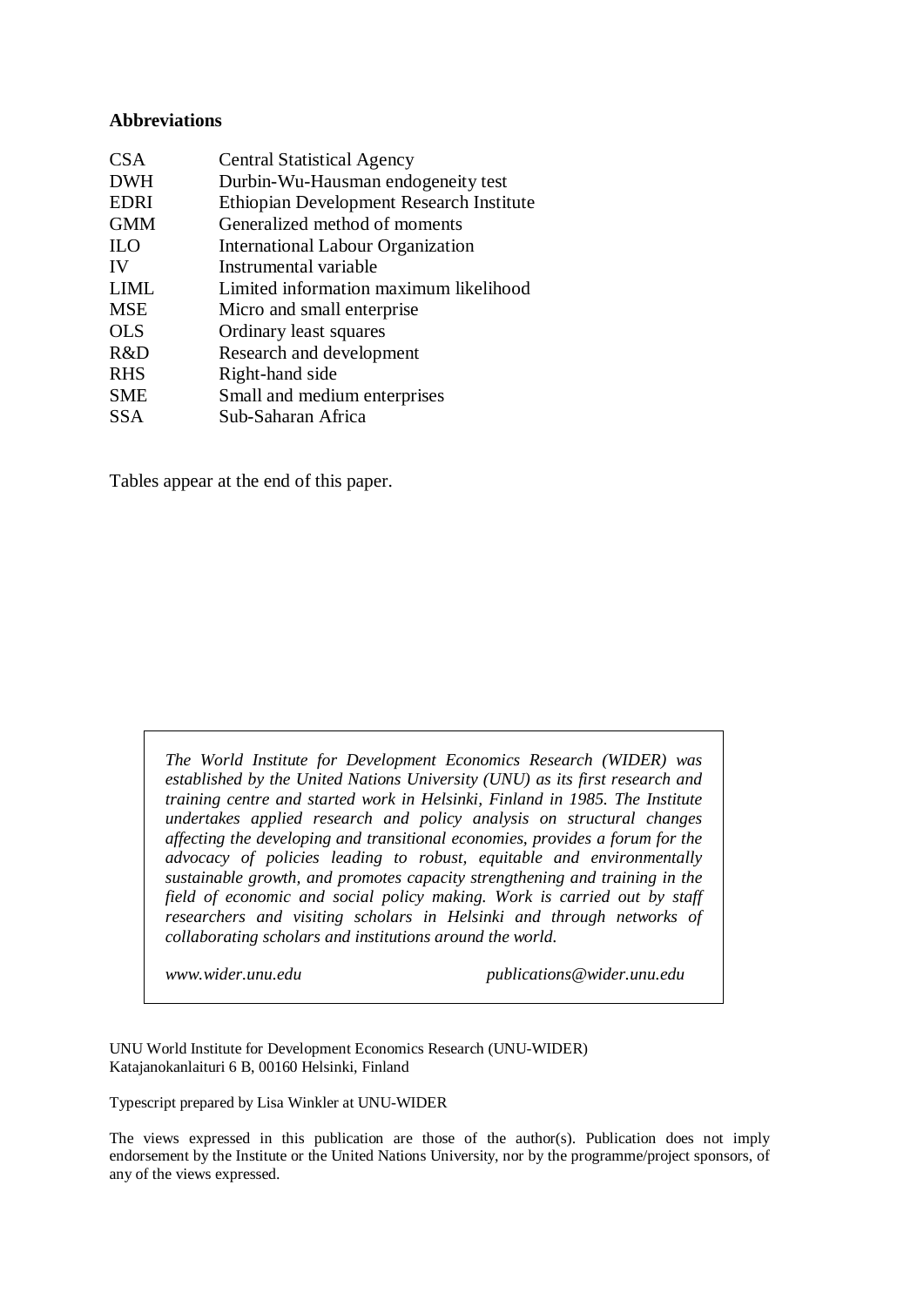**Abbreviations**

| | |
|---|---|
| CSA | Central Statistical Agency |
| DWH | Durbin-Wu-Hausman endogeneity test |
| EDRI | Ethiopian Development Research Institute |
| GMM | Generalized method of moments |
| ILO | International Labour Organization |
| IV | Instrumental variable |
| LIML | Limited information maximum likelihood |
| MSE | Micro and small enterprise |
| OLS | Ordinary least squares |
| R&D | Research and development |
| RHS | Right-hand side |
| SME | Small and medium enterprises |
| SSA | Sub-Saharan Africa |

Tables appear at the end of this paper.

*The World Institute for Development Economics Research (WIDER) was established by the United Nations University (UNU) as its first research and training centre and started work in Helsinki, Finland in 1985. The Institute undertakes applied research and policy analysis on structural changes affecting the developing and transitional economies, provides a forum for the advocacy of policies leading to robust, equitable and environmentally sustainable growth, and promotes capacity strengthening and training in the field of economic and social policy making. Work is carried out by staff researchers and visiting scholars in Helsinki and through networks of collaborating scholars and institutions around the world.*

*www.wider.unu.edu* *publications@wider.unu.edu*

UNU World Institute for Development Economics Research (UNU-WIDER)
Katajanokanlaituri 6 B, 00160 Helsinki, Finland

Typescript prepared by Lisa Winkler at UNU-WIDER

The views expressed in this publication are those of the author(s). Publication does not imply endorsement by the Institute or the United Nations University, nor by the programme/project sponsors, of any of the views expressed.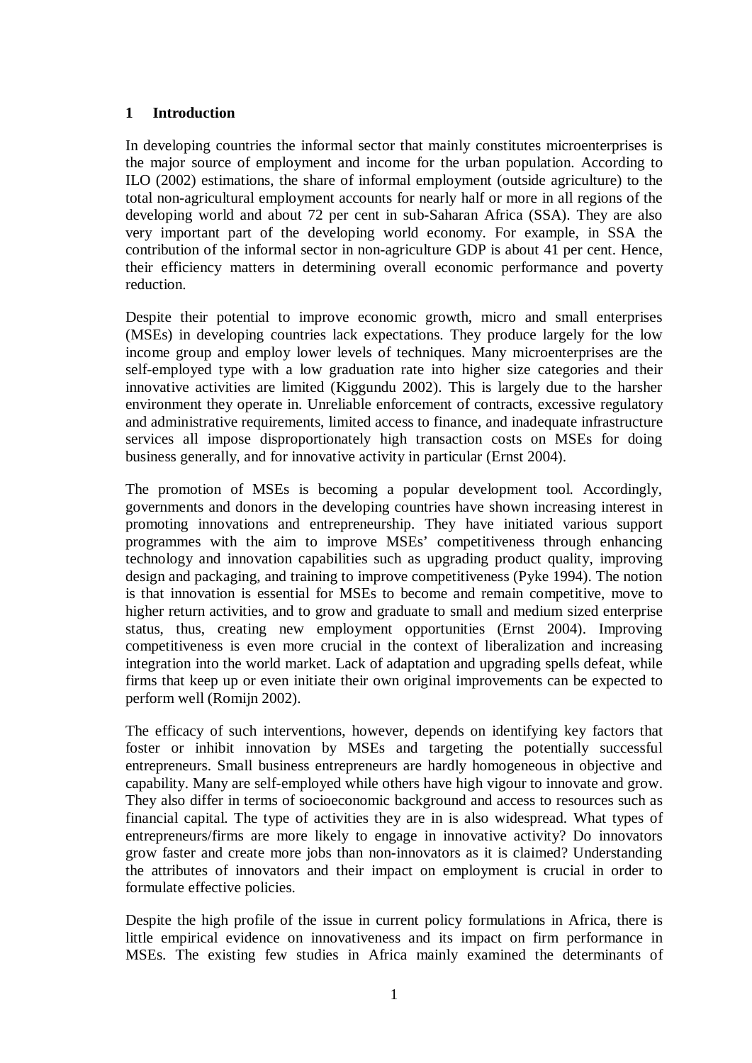## 1 Introduction

In developing countries the informal sector that mainly constitutes microenterprises is the major source of employment and income for the urban population. According to ILO (2002) estimations, the share of informal employment (outside agriculture) to the total non-agricultural employment accounts for nearly half or more in all regions of the developing world and about 72 per cent in sub-Saharan Africa (SSA). They are also very important part of the developing world economy. For example, in SSA the contribution of the informal sector in non-agriculture GDP is about 41 per cent. Hence, their efficiency matters in determining overall economic performance and poverty reduction.

Despite their potential to improve economic growth, micro and small enterprises (MSEs) in developing countries lack expectations. They produce largely for the low income group and employ lower levels of techniques. Many microenterprises are the self-employed type with a low graduation rate into higher size categories and their innovative activities are limited (Kiggundu 2002). This is largely due to the harsher environment they operate in. Unreliable enforcement of contracts, excessive regulatory and administrative requirements, limited access to finance, and inadequate infrastructure services all impose disproportionately high transaction costs on MSEs for doing business generally, and for innovative activity in particular (Ernst 2004).

The promotion of MSEs is becoming a popular development tool. Accordingly, governments and donors in the developing countries have shown increasing interest in promoting innovations and entrepreneurship. They have initiated various support programmes with the aim to improve MSEs' competitiveness through enhancing technology and innovation capabilities such as upgrading product quality, improving design and packaging, and training to improve competitiveness (Pyke 1994). The notion is that innovation is essential for MSEs to become and remain competitive, move to higher return activities, and to grow and graduate to small and medium sized enterprise status, thus, creating new employment opportunities (Ernst 2004). Improving competitiveness is even more crucial in the context of liberalization and increasing integration into the world market. Lack of adaptation and upgrading spells defeat, while firms that keep up or even initiate their own original improvements can be expected to perform well (Romijn 2002).

The efficacy of such interventions, however, depends on identifying key factors that foster or inhibit innovation by MSEs and targeting the potentially successful entrepreneurs. Small business entrepreneurs are hardly homogeneous in objective and capability. Many are self-employed while others have high vigour to innovate and grow. They also differ in terms of socioeconomic background and access to resources such as financial capital. The type of activities they are in is also widespread. What types of entrepreneurs/firms are more likely to engage in innovative activity? Do innovators grow faster and create more jobs than non-innovators as it is claimed? Understanding the attributes of innovators and their impact on employment is crucial in order to formulate effective policies.

Despite the high profile of the issue in current policy formulations in Africa, there is little empirical evidence on innovativeness and its impact on firm performance in MSEs. The existing few studies in Africa mainly examined the determinants of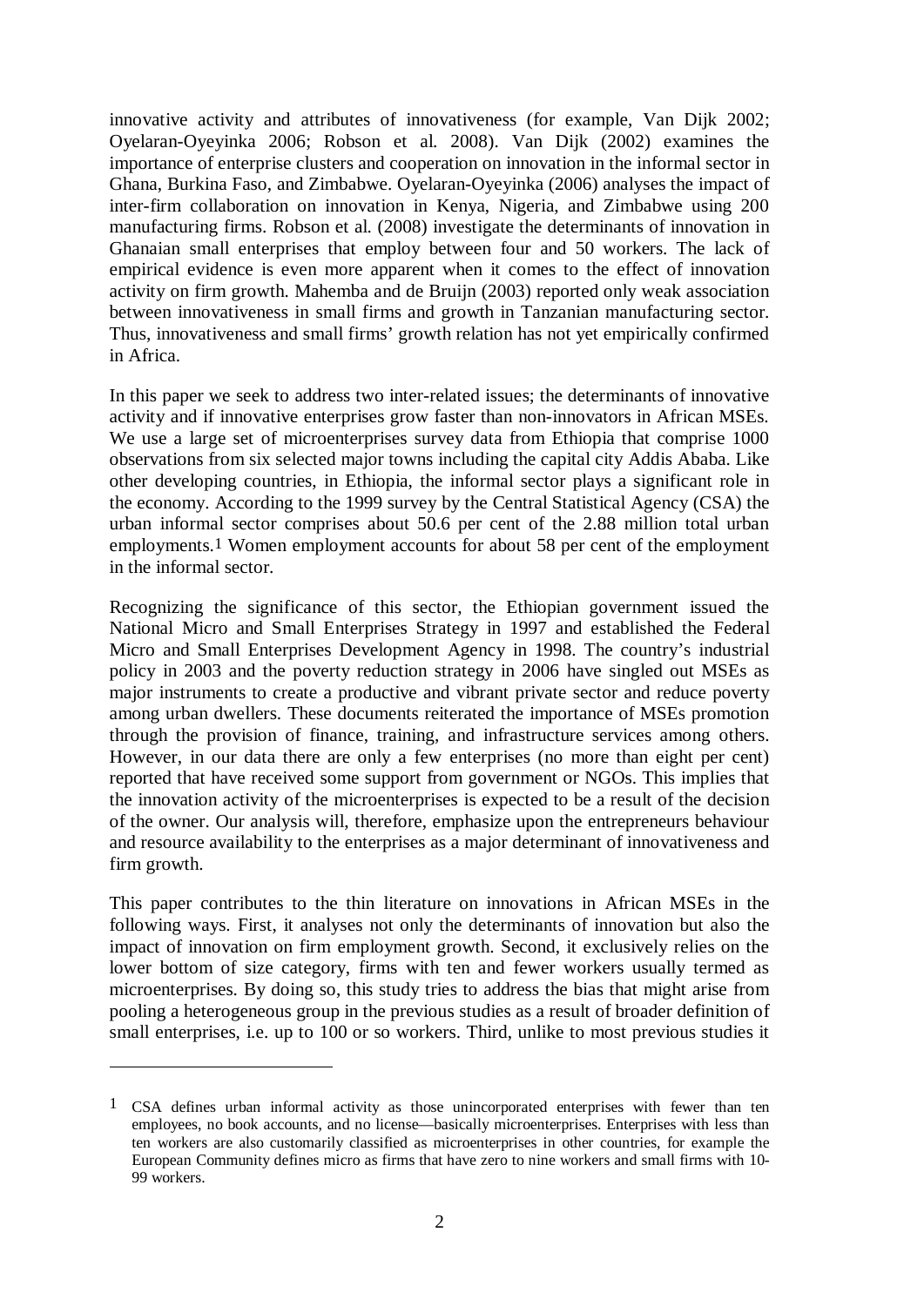innovative activity and attributes of innovativeness (for example, Van Dijk 2002; Oyelaran-Oyeyinka 2006; Robson et al. 2008). Van Dijk (2002) examines the importance of enterprise clusters and cooperation on innovation in the informal sector in Ghana, Burkina Faso, and Zimbabwe. Oyelaran-Oyeyinka (2006) analyses the impact of inter-firm collaboration on innovation in Kenya, Nigeria, and Zimbabwe using 200 manufacturing firms. Robson et al. (2008) investigate the determinants of innovation in Ghanaian small enterprises that employ between four and 50 workers. The lack of empirical evidence is even more apparent when it comes to the effect of innovation activity on firm growth. Mahemba and de Bruijn (2003) reported only weak association between innovativeness in small firms and growth in Tanzanian manufacturing sector. Thus, innovativeness and small firms' growth relation has not yet empirically confirmed in Africa.

In this paper we seek to address two inter-related issues; the determinants of innovative activity and if innovative enterprises grow faster than non-innovators in African MSEs. We use a large set of microenterprises survey data from Ethiopia that comprise 1000 observations from six selected major towns including the capital city Addis Ababa. Like other developing countries, in Ethiopia, the informal sector plays a significant role in the economy. According to the 1999 survey by the Central Statistical Agency (CSA) the urban informal sector comprises about 50.6 per cent of the 2.88 million total urban employments.[1] Women employment accounts for about 58 per cent of the employment in the informal sector.

Recognizing the significance of this sector, the Ethiopian government issued the National Micro and Small Enterprises Strategy in 1997 and established the Federal Micro and Small Enterprises Development Agency in 1998. The country's industrial policy in 2003 and the poverty reduction strategy in 2006 have singled out MSEs as major instruments to create a productive and vibrant private sector and reduce poverty among urban dwellers. These documents reiterated the importance of MSEs promotion through the provision of finance, training, and infrastructure services among others. However, in our data there are only a few enterprises (no more than eight per cent) reported that have received some support from government or NGOs. This implies that the innovation activity of the microenterprises is expected to be a result of the decision of the owner. Our analysis will, therefore, emphasize upon the entrepreneurs behaviour and resource availability to the enterprises as a major determinant of innovativeness and firm growth.

This paper contributes to the thin literature on innovations in African MSEs in the following ways. First, it analyses not only the determinants of innovation but also the impact of innovation on firm employment growth. Second, it exclusively relies on the lower bottom of size category, firms with ten and fewer workers usually termed as microenterprises. By doing so, this study tries to address the bias that might arise from pooling a heterogeneous group in the previous studies as a result of broader definition of small enterprises, i.e. up to 100 or so workers. Third, unlike to most previous studies it

---

[1] CSA defines urban informal activity as those unincorporated enterprises with fewer than ten employees, no book accounts, and no license—basically microenterprises. Enterprises with less than ten workers are also customarily classified as microenterprises in other countries, for example the European Community defines micro as firms that have zero to nine workers and small firms with 10-99 workers.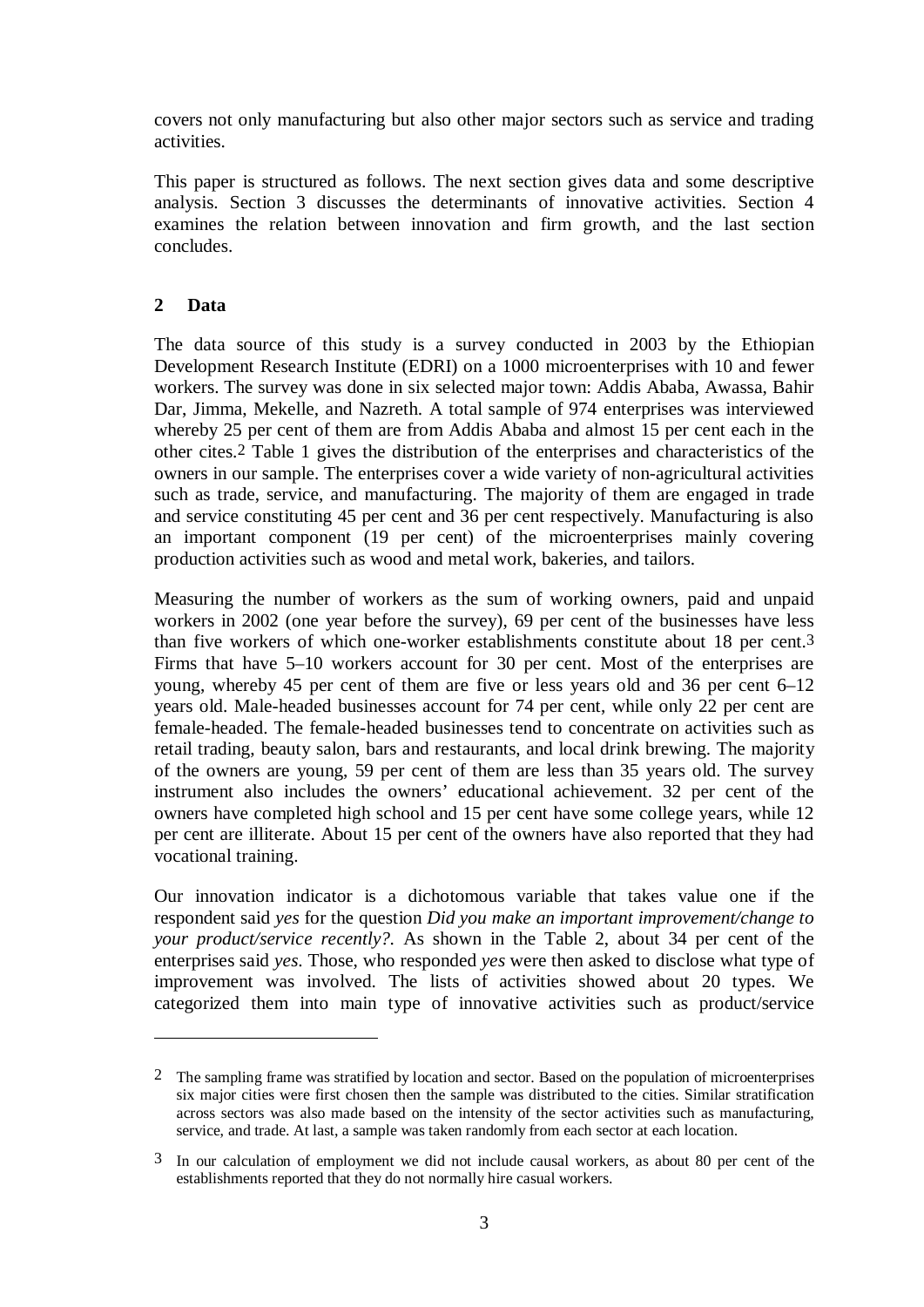covers not only manufacturing but also other major sectors such as service and trading activities.

This paper is structured as follows. The next section gives data and some descriptive analysis. Section 3 discusses the determinants of innovative activities. Section 4 examines the relation between innovation and firm growth, and the last section concludes.

## 2 Data

The data source of this study is a survey conducted in 2003 by the Ethiopian Development Research Institute (EDRI) on a 1000 microenterprises with 10 and fewer workers. The survey was done in six selected major town: Addis Ababa, Awassa, Bahir Dar, Jimma, Mekelle, and Nazreth. A total sample of 974 enterprises was interviewed whereby 25 per cent of them are from Addis Ababa and almost 15 per cent each in the other cites.[2] Table 1 gives the distribution of the enterprises and characteristics of the owners in our sample. The enterprises cover a wide variety of non-agricultural activities such as trade, service, and manufacturing. The majority of them are engaged in trade and service constituting 45 per cent and 36 per cent respectively. Manufacturing is also an important component (19 per cent) of the microenterprises mainly covering production activities such as wood and metal work, bakeries, and tailors.

Measuring the number of workers as the sum of working owners, paid and unpaid workers in 2002 (one year before the survey), 69 per cent of the businesses have less than five workers of which one-worker establishments constitute about 18 per cent.[3] Firms that have 5–10 workers account for 30 per cent. Most of the enterprises are young, whereby 45 per cent of them are five or less years old and 36 per cent 6–12 years old. Male-headed businesses account for 74 per cent, while only 22 per cent are female-headed. The female-headed businesses tend to concentrate on activities such as retail trading, beauty salon, bars and restaurants, and local drink brewing. The majority of the owners are young, 59 per cent of them are less than 35 years old. The survey instrument also includes the owners' educational achievement. 32 per cent of the owners have completed high school and 15 per cent have some college years, while 12 per cent are illiterate. About 15 per cent of the owners have also reported that they had vocational training.

Our innovation indicator is a dichotomous variable that takes value one if the respondent said *yes* for the question *Did you make an important improvement/change to your product/service recently?*. As shown in the Table 2, about 34 per cent of the enterprises said *yes*. Those, who responded *yes* were then asked to disclose what type of improvement was involved. The lists of activities showed about 20 types. We categorized them into main type of innovative activities such as product/service

---

[2] The sampling frame was stratified by location and sector. Based on the population of microenterprises six major cities were first chosen then the sample was distributed to the cities. Similar stratification across sectors was also made based on the intensity of the sector activities such as manufacturing, service, and trade. At last, a sample was taken randomly from each sector at each location.

[3] In our calculation of employment we did not include causal workers, as about 80 per cent of the establishments reported that they do not normally hire casual workers.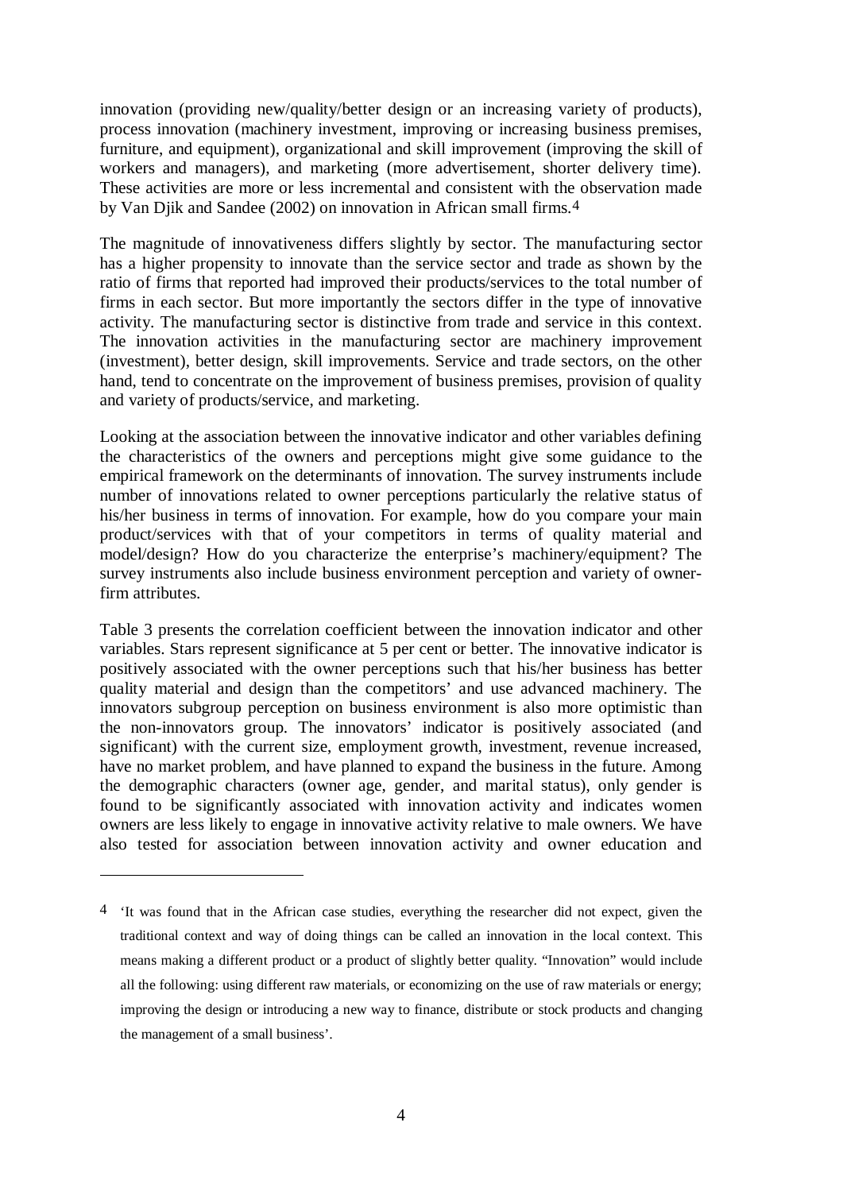innovation (providing new/quality/better design or an increasing variety of products), process innovation (machinery investment, improving or increasing business premises, furniture, and equipment), organizational and skill improvement (improving the skill of workers and managers), and marketing (more advertisement, shorter delivery time). These activities are more or less incremental and consistent with the observation made by Van Djik and Sandee (2002) on innovation in African small firms.[4]

The magnitude of innovativeness differs slightly by sector. The manufacturing sector has a higher propensity to innovate than the service sector and trade as shown by the ratio of firms that reported had improved their products/services to the total number of firms in each sector. But more importantly the sectors differ in the type of innovative activity. The manufacturing sector is distinctive from trade and service in this context. The innovation activities in the manufacturing sector are machinery improvement (investment), better design, skill improvements. Service and trade sectors, on the other hand, tend to concentrate on the improvement of business premises, provision of quality and variety of products/service, and marketing.

Looking at the association between the innovative indicator and other variables defining the characteristics of the owners and perceptions might give some guidance to the empirical framework on the determinants of innovation. The survey instruments include number of innovations related to owner perceptions particularly the relative status of his/her business in terms of innovation. For example, how do you compare your main product/services with that of your competitors in terms of quality material and model/design? How do you characterize the enterprise's machinery/equipment? The survey instruments also include business environment perception and variety of owner-firm attributes.

Table 3 presents the correlation coefficient between the innovation indicator and other variables. Stars represent significance at 5 per cent or better. The innovative indicator is positively associated with the owner perceptions such that his/her business has better quality material and design than the competitors' and use advanced machinery. The innovators subgroup perception on business environment is also more optimistic than the non-innovators group. The innovators' indicator is positively associated (and significant) with the current size, employment growth, investment, revenue increased, have no market problem, and have planned to expand the business in the future. Among the demographic characters (owner age, gender, and marital status), only gender is found to be significantly associated with innovation activity and indicates women owners are less likely to engage in innovative activity relative to male owners. We have also tested for association between innovation activity and owner education and

---

[4] 'It was found that in the African case studies, everything the researcher did not expect, given the traditional context and way of doing things can be called an innovation in the local context. This means making a different product or a product of slightly better quality. "Innovation" would include all the following: using different raw materials, or economizing on the use of raw materials or energy; improving the design or introducing a new way to finance, distribute or stock products and changing the management of a small business'.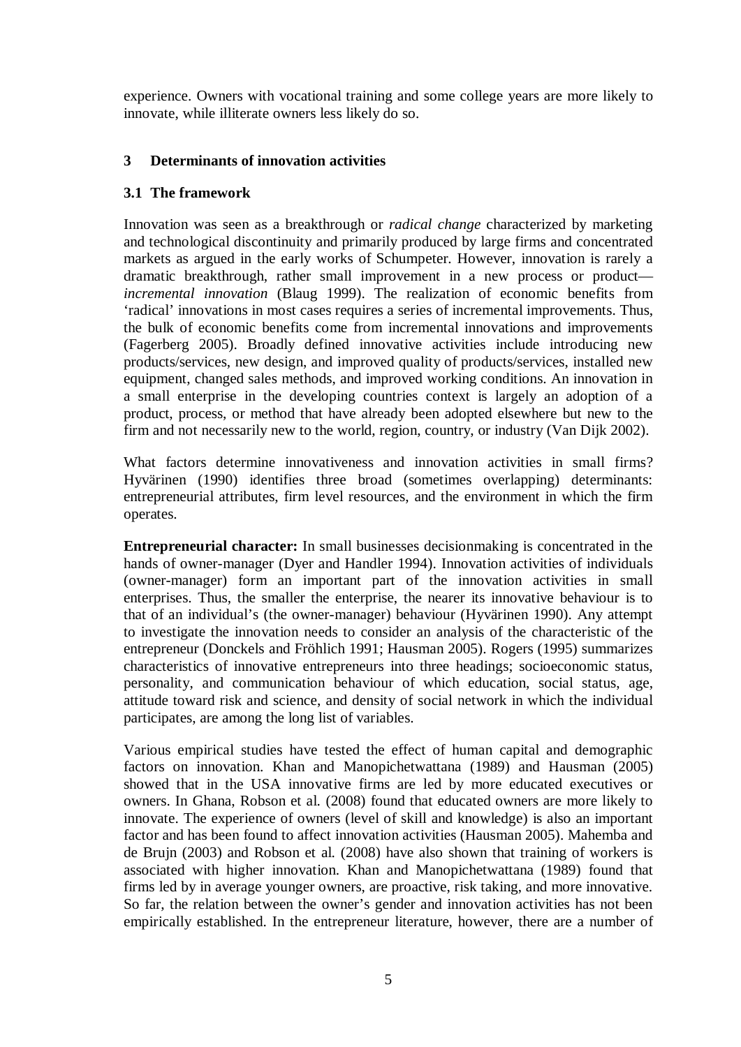experience. Owners with vocational training and some college years are more likely to innovate, while illiterate owners less likely do so.

## 3 Determinants of innovation activities

### 3.1 The framework

Innovation was seen as a breakthrough or *radical change* characterized by marketing and technological discontinuity and primarily produced by large firms and concentrated markets as argued in the early works of Schumpeter. However, innovation is rarely a dramatic breakthrough, rather small improvement in a new process or product—*incremental innovation* (Blaug 1999). The realization of economic benefits from 'radical' innovations in most cases requires a series of incremental improvements. Thus, the bulk of economic benefits come from incremental innovations and improvements (Fagerberg 2005). Broadly defined innovative activities include introducing new products/services, new design, and improved quality of products/services, installed new equipment, changed sales methods, and improved working conditions. An innovation in a small enterprise in the developing countries context is largely an adoption of a product, process, or method that have already been adopted elsewhere but new to the firm and not necessarily new to the world, region, country, or industry (Van Dijk 2002).

What factors determine innovativeness and innovation activities in small firms? Hyvärinen (1990) identifies three broad (sometimes overlapping) determinants: entrepreneurial attributes, firm level resources, and the environment in which the firm operates.

**Entrepreneurial character:** In small businesses decisionmaking is concentrated in the hands of owner-manager (Dyer and Handler 1994). Innovation activities of individuals (owner-manager) form an important part of the innovation activities in small enterprises. Thus, the smaller the enterprise, the nearer its innovative behaviour is to that of an individual's (the owner-manager) behaviour (Hyvärinen 1990). Any attempt to investigate the innovation needs to consider an analysis of the characteristic of the entrepreneur (Donckels and Fröhlich 1991; Hausman 2005). Rogers (1995) summarizes characteristics of innovative entrepreneurs into three headings; socioeconomic status, personality, and communication behaviour of which education, social status, age, attitude toward risk and science, and density of social network in which the individual participates, are among the long list of variables.

Various empirical studies have tested the effect of human capital and demographic factors on innovation. Khan and Manopichetwattana (1989) and Hausman (2005) showed that in the USA innovative firms are led by more educated executives or owners. In Ghana, Robson et al. (2008) found that educated owners are more likely to innovate. The experience of owners (level of skill and knowledge) is also an important factor and has been found to affect innovation activities (Hausman 2005). Mahemba and de Brujn (2003) and Robson et al. (2008) have also shown that training of workers is associated with higher innovation. Khan and Manopichetwattana (1989) found that firms led by in average younger owners, are proactive, risk taking, and more innovative. So far, the relation between the owner's gender and innovation activities has not been empirically established. In the entrepreneur literature, however, there are a number of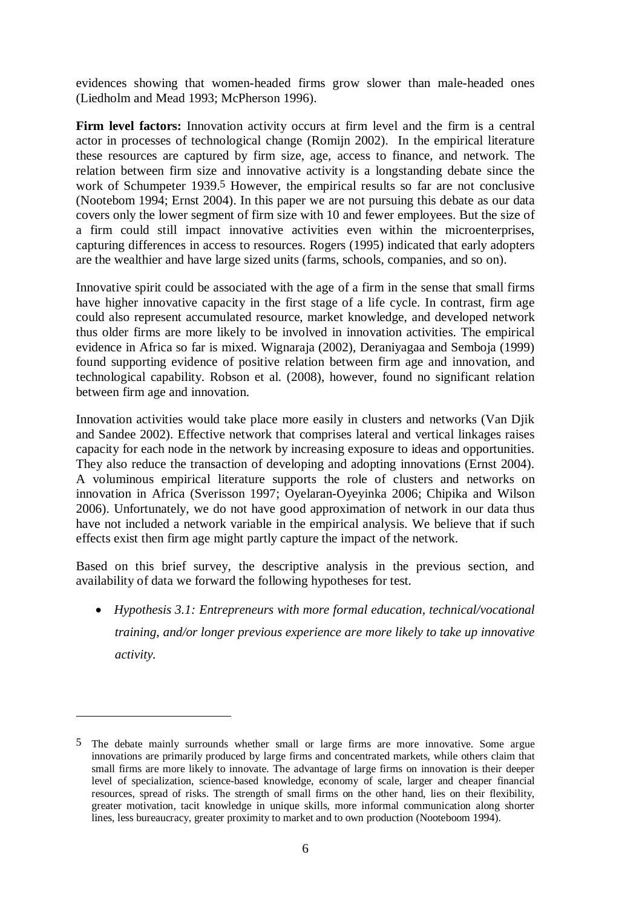evidences showing that women-headed firms grow slower than male-headed ones (Liedholm and Mead 1993; McPherson 1996).

**Firm level factors:** Innovation activity occurs at firm level and the firm is a central actor in processes of technological change (Romijn 2002). In the empirical literature these resources are captured by firm size, age, access to finance, and network. The relation between firm size and innovative activity is a longstanding debate since the work of Schumpeter 1939.[5] However, the empirical results so far are not conclusive (Nootebom 1994; Ernst 2004). In this paper we are not pursuing this debate as our data covers only the lower segment of firm size with 10 and fewer employees. But the size of a firm could still impact innovative activities even within the microenterprises, capturing differences in access to resources. Rogers (1995) indicated that early adopters are the wealthier and have large sized units (farms, schools, companies, and so on).

Innovative spirit could be associated with the age of a firm in the sense that small firms have higher innovative capacity in the first stage of a life cycle. In contrast, firm age could also represent accumulated resource, market knowledge, and developed network thus older firms are more likely to be involved in innovation activities. The empirical evidence in Africa so far is mixed. Wignaraja (2002), Deraniyagaa and Semboja (1999) found supporting evidence of positive relation between firm age and innovation, and technological capability. Robson et al. (2008), however, found no significant relation between firm age and innovation.

Innovation activities would take place more easily in clusters and networks (Van Djik and Sandee 2002). Effective network that comprises lateral and vertical linkages raises capacity for each node in the network by increasing exposure to ideas and opportunities. They also reduce the transaction of developing and adopting innovations (Ernst 2004). A voluminous empirical literature supports the role of clusters and networks on innovation in Africa (Sverisson 1997; Oyelaran-Oyeyinka 2006; Chipika and Wilson 2006). Unfortunately, we do not have good approximation of network in our data thus have not included a network variable in the empirical analysis. We believe that if such effects exist then firm age might partly capture the impact of the network.

Based on this brief survey, the descriptive analysis in the previous section, and availability of data we forward the following hypotheses for test.

- *Hypothesis 3.1: Entrepreneurs with more formal education, technical/vocational training, and/or longer previous experience are more likely to take up innovative activity.*

---

[5] The debate mainly surrounds whether small or large firms are more innovative. Some argue innovations are primarily produced by large firms and concentrated markets, while others claim that small firms are more likely to innovate. The advantage of large firms on innovation is their deeper level of specialization, science-based knowledge, economy of scale, larger and cheaper financial resources, spread of risks. The strength of small firms on the other hand, lies on their flexibility, greater motivation, tacit knowledge in unique skills, more informal communication along shorter lines, less bureaucracy, greater proximity to market and to own production (Nooteboom 1994).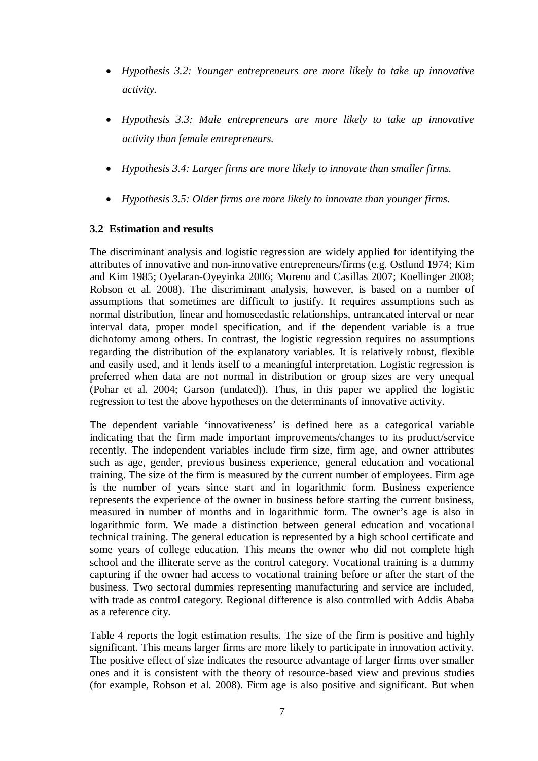- *Hypothesis 3.2: Younger entrepreneurs are more likely to take up innovative activity.*

- *Hypothesis 3.3: Male entrepreneurs are more likely to take up innovative activity than female entrepreneurs.*

- *Hypothesis 3.4: Larger firms are more likely to innovate than smaller firms.*

- *Hypothesis 3.5: Older firms are more likely to innovate than younger firms.*

### 3.2 Estimation and results

The discriminant analysis and logistic regression are widely applied for identifying the attributes of innovative and non-innovative entrepreneurs/firms (e.g. Ostlund 1974; Kim and Kim 1985; Oyelaran-Oyeyinka 2006; Moreno and Casillas 2007; Koellinger 2008; Robson et al. 2008). The discriminant analysis, however, is based on a number of assumptions that sometimes are difficult to justify. It requires assumptions such as normal distribution, linear and homoscedastic relationships, untrancated interval or near interval data, proper model specification, and if the dependent variable is a true dichotomy among others. In contrast, the logistic regression requires no assumptions regarding the distribution of the explanatory variables. It is relatively robust, flexible and easily used, and it lends itself to a meaningful interpretation. Logistic regression is preferred when data are not normal in distribution or group sizes are very unequal (Pohar et al. 2004; Garson (undated)). Thus, in this paper we applied the logistic regression to test the above hypotheses on the determinants of innovative activity.

The dependent variable 'innovativeness' is defined here as a categorical variable indicating that the firm made important improvements/changes to its product/service recently. The independent variables include firm size, firm age, and owner attributes such as age, gender, previous business experience, general education and vocational training. The size of the firm is measured by the current number of employees. Firm age is the number of years since start and in logarithmic form. Business experience represents the experience of the owner in business before starting the current business, measured in number of months and in logarithmic form. The owner's age is also in logarithmic form. We made a distinction between general education and vocational technical training. The general education is represented by a high school certificate and some years of college education. This means the owner who did not complete high school and the illiterate serve as the control category. Vocational training is a dummy capturing if the owner had access to vocational training before or after the start of the business. Two sectoral dummies representing manufacturing and service are included, with trade as control category. Regional difference is also controlled with Addis Ababa as a reference city.

Table 4 reports the logit estimation results. The size of the firm is positive and highly significant. This means larger firms are more likely to participate in innovation activity. The positive effect of size indicates the resource advantage of larger firms over smaller ones and it is consistent with the theory of resource-based view and previous studies (for example, Robson et al. 2008). Firm age is also positive and significant. But when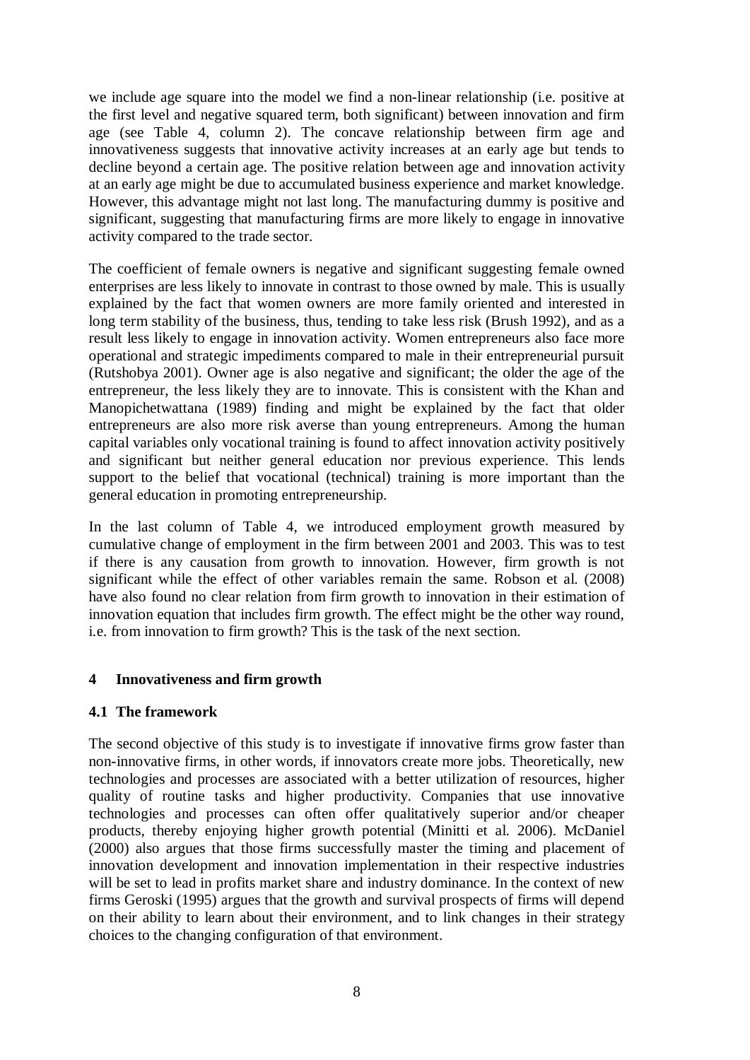we include age square into the model we find a non-linear relationship (i.e. positive at the first level and negative squared term, both significant) between innovation and firm age (see Table 4, column 2). The concave relationship between firm age and innovativeness suggests that innovative activity increases at an early age but tends to decline beyond a certain age. The positive relation between age and innovation activity at an early age might be due to accumulated business experience and market knowledge. However, this advantage might not last long. The manufacturing dummy is positive and significant, suggesting that manufacturing firms are more likely to engage in innovative activity compared to the trade sector.

The coefficient of female owners is negative and significant suggesting female owned enterprises are less likely to innovate in contrast to those owned by male. This is usually explained by the fact that women owners are more family oriented and interested in long term stability of the business, thus, tending to take less risk (Brush 1992), and as a result less likely to engage in innovation activity. Women entrepreneurs also face more operational and strategic impediments compared to male in their entrepreneurial pursuit (Rutshobya 2001). Owner age is also negative and significant; the older the age of the entrepreneur, the less likely they are to innovate. This is consistent with the Khan and Manopichetwattana (1989) finding and might be explained by the fact that older entrepreneurs are also more risk averse than young entrepreneurs. Among the human capital variables only vocational training is found to affect innovation activity positively and significant but neither general education nor previous experience. This lends support to the belief that vocational (technical) training is more important than the general education in promoting entrepreneurship.

In the last column of Table 4, we introduced employment growth measured by cumulative change of employment in the firm between 2001 and 2003. This was to test if there is any causation from growth to innovation. However, firm growth is not significant while the effect of other variables remain the same. Robson et al. (2008) have also found no clear relation from firm growth to innovation in their estimation of innovation equation that includes firm growth. The effect might be the other way round, i.e. from innovation to firm growth? This is the task of the next section.

## 4 Innovativeness and firm growth

### 4.1 The framework

The second objective of this study is to investigate if innovative firms grow faster than non-innovative firms, in other words, if innovators create more jobs. Theoretically, new technologies and processes are associated with a better utilization of resources, higher quality of routine tasks and higher productivity. Companies that use innovative technologies and processes can often offer qualitatively superior and/or cheaper products, thereby enjoying higher growth potential (Minitti et al. 2006). McDaniel (2000) also argues that those firms successfully master the timing and placement of innovation development and innovation implementation in their respective industries will be set to lead in profits market share and industry dominance. In the context of new firms Geroski (1995) argues that the growth and survival prospects of firms will depend on their ability to learn about their environment, and to link changes in their strategy choices to the changing configuration of that environment.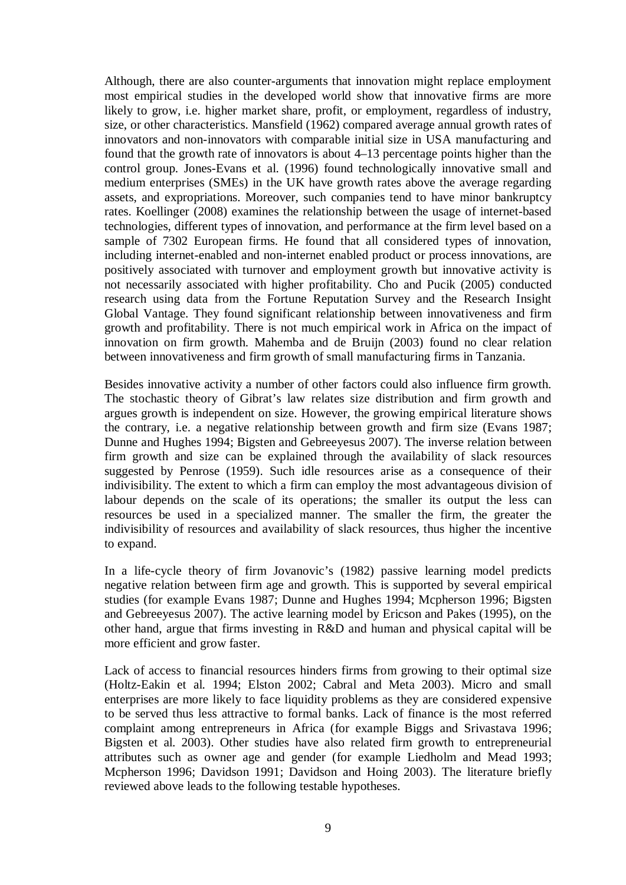Although, there are also counter-arguments that innovation might replace employment most empirical studies in the developed world show that innovative firms are more likely to grow, i.e. higher market share, profit, or employment, regardless of industry, size, or other characteristics. Mansfield (1962) compared average annual growth rates of innovators and non-innovators with comparable initial size in USA manufacturing and found that the growth rate of innovators is about 4–13 percentage points higher than the control group. Jones-Evans et al. (1996) found technologically innovative small and medium enterprises (SMEs) in the UK have growth rates above the average regarding assets, and expropriations. Moreover, such companies tend to have minor bankruptcy rates. Koellinger (2008) examines the relationship between the usage of internet-based technologies, different types of innovation, and performance at the firm level based on a sample of 7302 European firms. He found that all considered types of innovation, including internet-enabled and non-internet enabled product or process innovations, are positively associated with turnover and employment growth but innovative activity is not necessarily associated with higher profitability. Cho and Pucik (2005) conducted research using data from the Fortune Reputation Survey and the Research Insight Global Vantage. They found significant relationship between innovativeness and firm growth and profitability. There is not much empirical work in Africa on the impact of innovation on firm growth. Mahemba and de Bruijn (2003) found no clear relation between innovativeness and firm growth of small manufacturing firms in Tanzania.

Besides innovative activity a number of other factors could also influence firm growth. The stochastic theory of Gibrat's law relates size distribution and firm growth and argues growth is independent on size. However, the growing empirical literature shows the contrary, i.e. a negative relationship between growth and firm size (Evans 1987; Dunne and Hughes 1994; Bigsten and Gebreeyesus 2007). The inverse relation between firm growth and size can be explained through the availability of slack resources suggested by Penrose (1959). Such idle resources arise as a consequence of their indivisibility. The extent to which a firm can employ the most advantageous division of labour depends on the scale of its operations; the smaller its output the less can resources be used in a specialized manner. The smaller the firm, the greater the indivisibility of resources and availability of slack resources, thus higher the incentive to expand.

In a life-cycle theory of firm Jovanovic's (1982) passive learning model predicts negative relation between firm age and growth. This is supported by several empirical studies (for example Evans 1987; Dunne and Hughes 1994; Mcpherson 1996; Bigsten and Gebreeyesus 2007). The active learning model by Ericson and Pakes (1995), on the other hand, argue that firms investing in R&D and human and physical capital will be more efficient and grow faster.

Lack of access to financial resources hinders firms from growing to their optimal size (Holtz-Eakin et al. 1994; Elston 2002; Cabral and Meta 2003). Micro and small enterprises are more likely to face liquidity problems as they are considered expensive to be served thus less attractive to formal banks. Lack of finance is the most referred complaint among entrepreneurs in Africa (for example Biggs and Srivastava 1996; Bigsten et al. 2003). Other studies have also related firm growth to entrepreneurial attributes such as owner age and gender (for example Liedholm and Mead 1993; Mcpherson 1996; Davidson 1991; Davidson and Hoing 2003). The literature briefly reviewed above leads to the following testable hypotheses.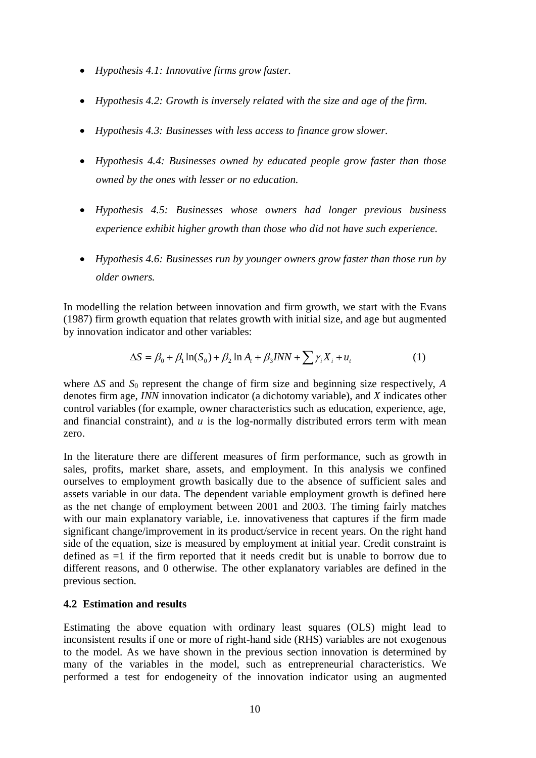- *Hypothesis 4.1: Innovative firms grow faster.*
- *Hypothesis 4.2: Growth is inversely related with the size and age of the firm.*
- *Hypothesis 4.3: Businesses with less access to finance grow slower.*
- *Hypothesis 4.4: Businesses owned by educated people grow faster than those owned by the ones with lesser or no education.*
- *Hypothesis 4.5: Businesses whose owners had longer previous business experience exhibit higher growth than those who did not have such experience.*
- *Hypothesis 4.6: Businesses run by younger owners grow faster than those run by older owners.*

In modelling the relation between innovation and firm growth, we start with the Evans (1987) firm growth equation that relates growth with initial size, and age but augmented by innovation indicator and other variables:

$$\Delta S = \beta_0 + \beta_1 \ln(S_0) + \beta_2 \ln A_t + \beta_3 INN + \sum \gamma_i X_i + u_t \tag{1}$$

where $\Delta S$ and $S_0$ represent the change of firm size and beginning size respectively, $A$ denotes firm age, $INN$ innovation indicator (a dichotomy variable), and $X$ indicates other control variables (for example, owner characteristics such as education, experience, age, and financial constraint), and $u$ is the log-normally distributed errors term with mean zero.

In the literature there are different measures of firm performance, such as growth in sales, profits, market share, assets, and employment. In this analysis we confined ourselves to employment growth basically due to the absence of sufficient sales and assets variable in our data. The dependent variable employment growth is defined here as the net change of employment between 2001 and 2003. The timing fairly matches with our main explanatory variable, i.e. innovativeness that captures if the firm made significant change/improvement in its product/service in recent years. On the right hand side of the equation, size is measured by employment at initial year. Credit constraint is defined as =1 if the firm reported that it needs credit but is unable to borrow due to different reasons, and 0 otherwise. The other explanatory variables are defined in the previous section.

### 4.2 Estimation and results

Estimating the above equation with ordinary least squares (OLS) might lead to inconsistent results if one or more of right-hand side (RHS) variables are not exogenous to the model. As we have shown in the previous section innovation is determined by many of the variables in the model, such as entrepreneurial characteristics. We performed a test for endogeneity of the innovation indicator using an augmented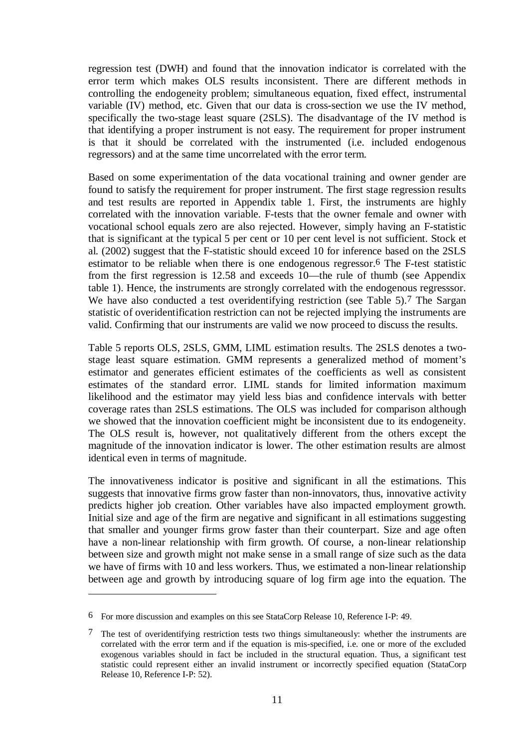regression test (DWH) and found that the innovation indicator is correlated with the error term which makes OLS results inconsistent. There are different methods in controlling the endogeneity problem; simultaneous equation, fixed effect, instrumental variable (IV) method, etc. Given that our data is cross-section we use the IV method, specifically the two-stage least square (2SLS). The disadvantage of the IV method is that identifying a proper instrument is not easy. The requirement for proper instrument is that it should be correlated with the instrumented (i.e. included endogenous regressors) and at the same time uncorrelated with the error term.

Based on some experimentation of the data vocational training and owner gender are found to satisfy the requirement for proper instrument. The first stage regression results and test results are reported in Appendix table 1. First, the instruments are highly correlated with the innovation variable. F-tests that the owner female and owner with vocational school equals zero are also rejected. However, simply having an F-statistic that is significant at the typical 5 per cent or 10 per cent level is not sufficient. Stock et al. (2002) suggest that the F-statistic should exceed 10 for inference based on the 2SLS estimator to be reliable when there is one endogenous regressor.[6] The F-test statistic from the first regression is 12.58 and exceeds 10—the rule of thumb (see Appendix table 1). Hence, the instruments are strongly correlated with the endogenous regresssor. We have also conducted a test overidentifying restriction (see Table 5).[7] The Sargan statistic of overidentification restriction can not be rejected implying the instruments are valid. Confirming that our instruments are valid we now proceed to discuss the results.

Table 5 reports OLS, 2SLS, GMM, LIML estimation results. The 2SLS denotes a two-stage least square estimation. GMM represents a generalized method of moment's estimator and generates efficient estimates of the coefficients as well as consistent estimates of the standard error. LIML stands for limited information maximum likelihood and the estimator may yield less bias and confidence intervals with better coverage rates than 2SLS estimations. The OLS was included for comparison although we showed that the innovation coefficient might be inconsistent due to its endogeneity. The OLS result is, however, not qualitatively different from the others except the magnitude of the innovation indicator is lower. The other estimation results are almost identical even in terms of magnitude.

The innovativeness indicator is positive and significant in all the estimations. This suggests that innovative firms grow faster than non-innovators, thus, innovative activity predicts higher job creation. Other variables have also impacted employment growth. Initial size and age of the firm are negative and significant in all estimations suggesting that smaller and younger firms grow faster than their counterpart. Size and age often have a non-linear relationship with firm growth. Of course, a non-linear relationship between size and growth might not make sense in a small range of size such as the data we have of firms with 10 and less workers. Thus, we estimated a non-linear relationship between age and growth by introducing square of log firm age into the equation. The

---

6 For more discussion and examples on this see StataCorp Release 10, Reference I-P: 49.

7 The test of overidentifying restriction tests two things simultaneously: whether the instruments are correlated with the error term and if the equation is mis-specified, i.e. one or more of the excluded exogenous variables should in fact be included in the structural equation. Thus, a significant test statistic could represent either an invalid instrument or incorrectly specified equation (StataCorp Release 10, Reference I-P: 52).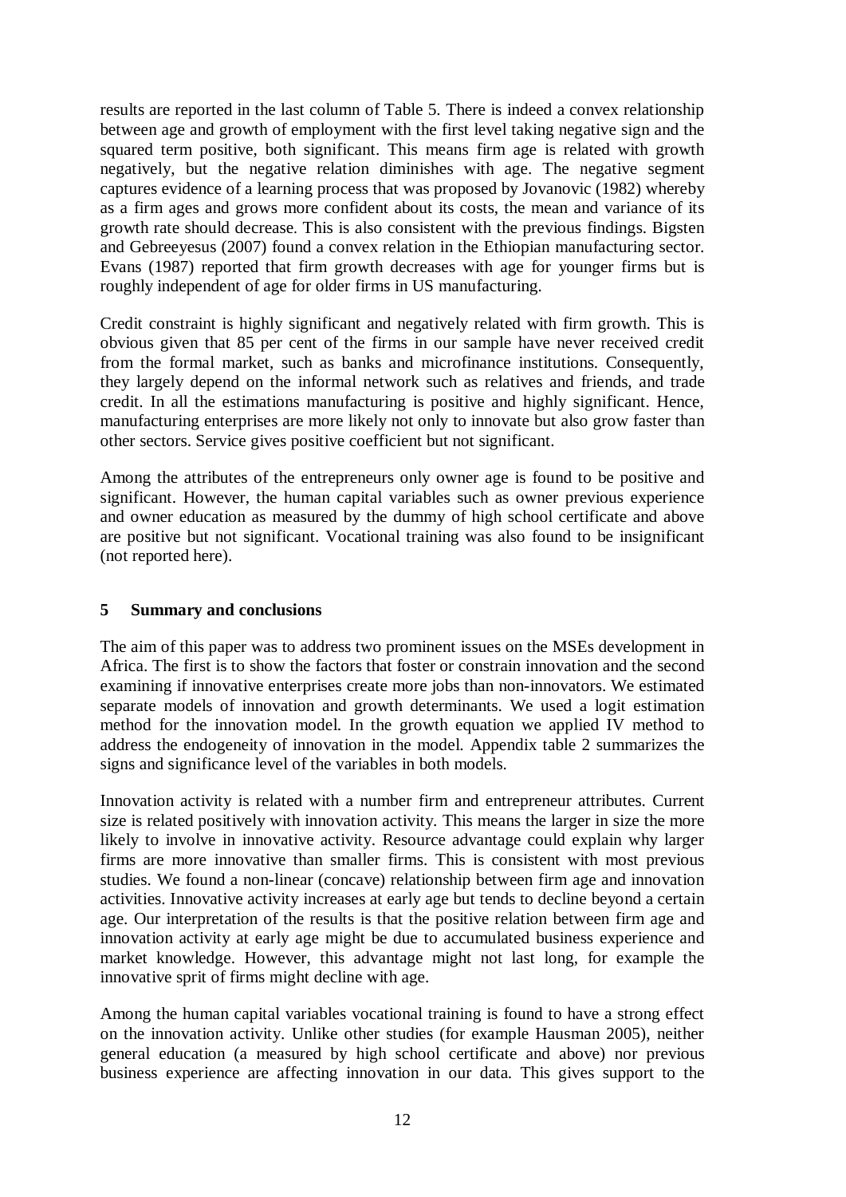results are reported in the last column of Table 5. There is indeed a convex relationship between age and growth of employment with the first level taking negative sign and the squared term positive, both significant. This means firm age is related with growth negatively, but the negative relation diminishes with age. The negative segment captures evidence of a learning process that was proposed by Jovanovic (1982) whereby as a firm ages and grows more confident about its costs, the mean and variance of its growth rate should decrease. This is also consistent with the previous findings. Bigsten and Gebreeyesus (2007) found a convex relation in the Ethiopian manufacturing sector. Evans (1987) reported that firm growth decreases with age for younger firms but is roughly independent of age for older firms in US manufacturing.

Credit constraint is highly significant and negatively related with firm growth. This is obvious given that 85 per cent of the firms in our sample have never received credit from the formal market, such as banks and microfinance institutions. Consequently, they largely depend on the informal network such as relatives and friends, and trade credit. In all the estimations manufacturing is positive and highly significant. Hence, manufacturing enterprises are more likely not only to innovate but also grow faster than other sectors. Service gives positive coefficient but not significant.

Among the attributes of the entrepreneurs only owner age is found to be positive and significant. However, the human capital variables such as owner previous experience and owner education as measured by the dummy of high school certificate and above are positive but not significant. Vocational training was also found to be insignificant (not reported here).

## 5 Summary and conclusions

The aim of this paper was to address two prominent issues on the MSEs development in Africa. The first is to show the factors that foster or constrain innovation and the second examining if innovative enterprises create more jobs than non-innovators. We estimated separate models of innovation and growth determinants. We used a logit estimation method for the innovation model. In the growth equation we applied IV method to address the endogeneity of innovation in the model. Appendix table 2 summarizes the signs and significance level of the variables in both models.

Innovation activity is related with a number firm and entrepreneur attributes. Current size is related positively with innovation activity. This means the larger in size the more likely to involve in innovative activity. Resource advantage could explain why larger firms are more innovative than smaller firms. This is consistent with most previous studies. We found a non-linear (concave) relationship between firm age and innovation activities. Innovative activity increases at early age but tends to decline beyond a certain age. Our interpretation of the results is that the positive relation between firm age and innovation activity at early age might be due to accumulated business experience and market knowledge. However, this advantage might not last long, for example the innovative sprit of firms might decline with age.

Among the human capital variables vocational training is found to have a strong effect on the innovation activity. Unlike other studies (for example Hausman 2005), neither general education (a measured by high school certificate and above) nor previous business experience are affecting innovation in our data. This gives support to the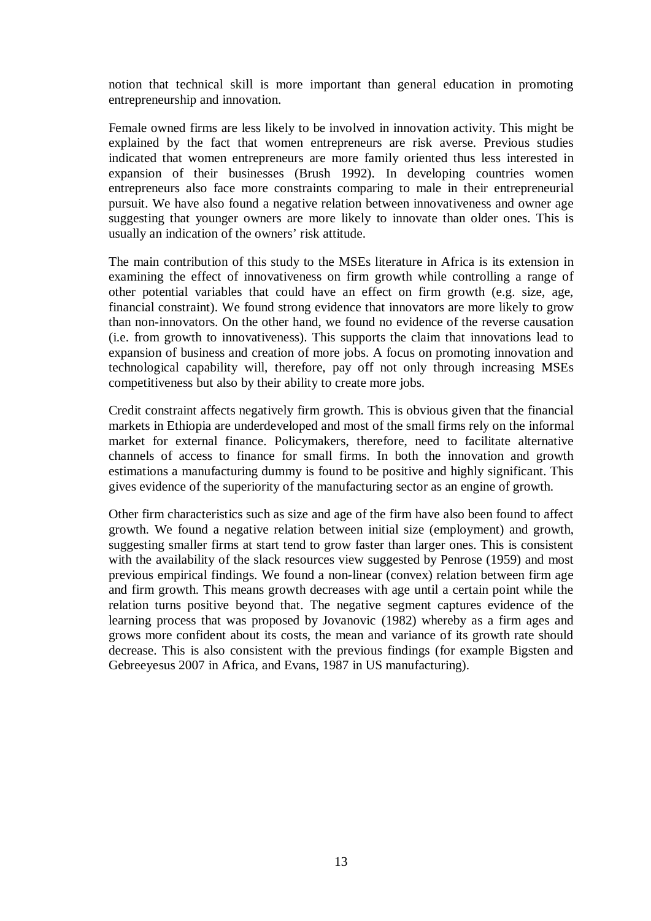notion that technical skill is more important than general education in promoting entrepreneurship and innovation.

Female owned firms are less likely to be involved in innovation activity. This might be explained by the fact that women entrepreneurs are risk averse. Previous studies indicated that women entrepreneurs are more family oriented thus less interested in expansion of their businesses (Brush 1992). In developing countries women entrepreneurs also face more constraints comparing to male in their entrepreneurial pursuit. We have also found a negative relation between innovativeness and owner age suggesting that younger owners are more likely to innovate than older ones. This is usually an indication of the owners' risk attitude.

The main contribution of this study to the MSEs literature in Africa is its extension in examining the effect of innovativeness on firm growth while controlling a range of other potential variables that could have an effect on firm growth (e.g. size, age, financial constraint). We found strong evidence that innovators are more likely to grow than non-innovators. On the other hand, we found no evidence of the reverse causation (i.e. from growth to innovativeness). This supports the claim that innovations lead to expansion of business and creation of more jobs. A focus on promoting innovation and technological capability will, therefore, pay off not only through increasing MSEs competitiveness but also by their ability to create more jobs.

Credit constraint affects negatively firm growth. This is obvious given that the financial markets in Ethiopia are underdeveloped and most of the small firms rely on the informal market for external finance. Policymakers, therefore, need to facilitate alternative channels of access to finance for small firms. In both the innovation and growth estimations a manufacturing dummy is found to be positive and highly significant. This gives evidence of the superiority of the manufacturing sector as an engine of growth.

Other firm characteristics such as size and age of the firm have also been found to affect growth. We found a negative relation between initial size (employment) and growth, suggesting smaller firms at start tend to grow faster than larger ones. This is consistent with the availability of the slack resources view suggested by Penrose (1959) and most previous empirical findings. We found a non-linear (convex) relation between firm age and firm growth. This means growth decreases with age until a certain point while the relation turns positive beyond that. The negative segment captures evidence of the learning process that was proposed by Jovanovic (1982) whereby as a firm ages and grows more confident about its costs, the mean and variance of its growth rate should decrease. This is also consistent with the previous findings (for example Bigsten and Gebreeyesus 2007 in Africa, and Evans, 1987 in US manufacturing).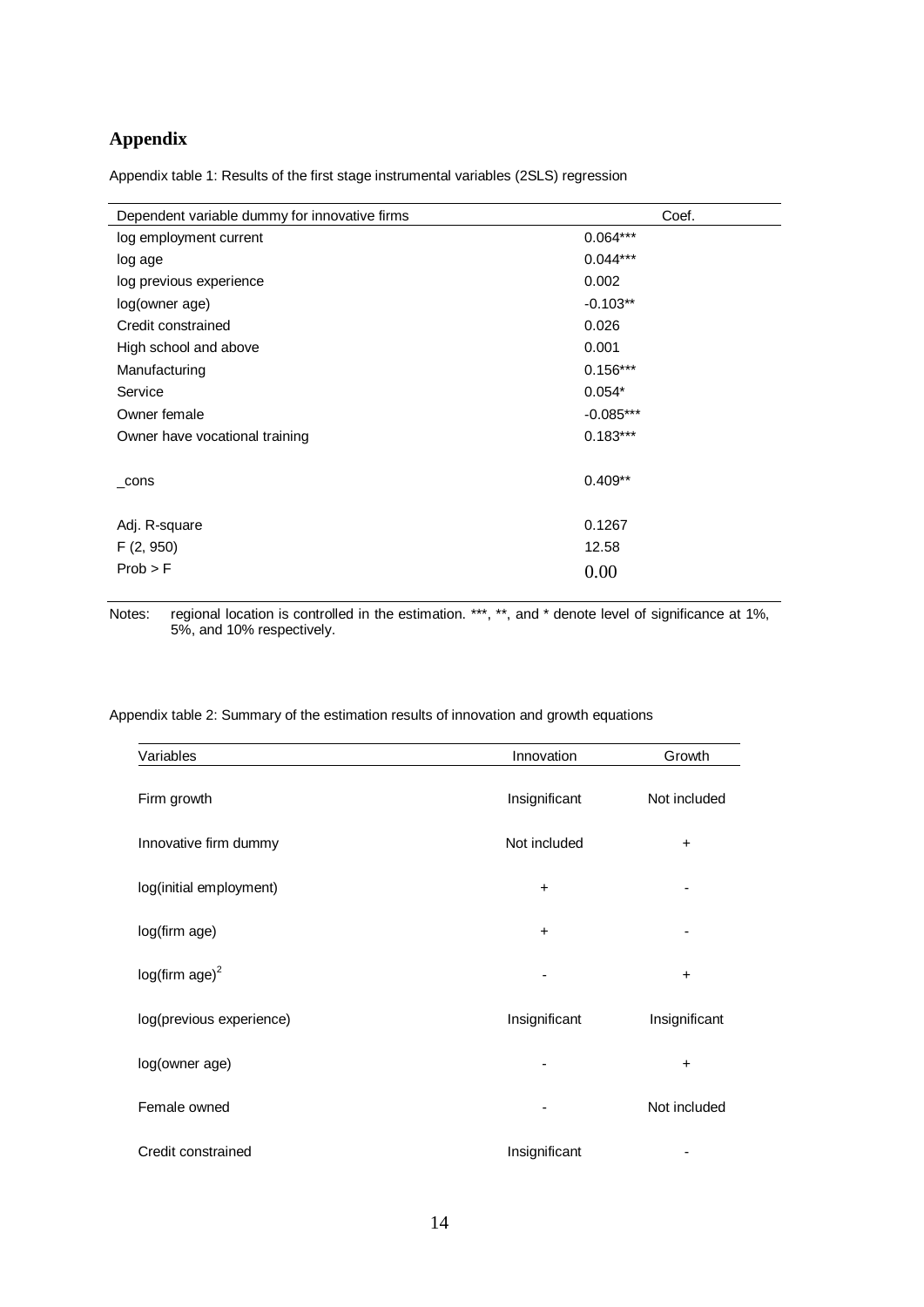## Appendix

Appendix table 1: Results of the first stage instrumental variables (2SLS) regression

| Dependent variable dummy for innovative firms | Coef. |
|---|---|
| log employment current | 0.064*** |
| log age | 0.044*** |
| log previous experience | 0.002 |
| log(owner age) | -0.103** |
| Credit constrained | 0.026 |
| High school and above | 0.001 |
| Manufacturing | 0.156*** |
| Service | 0.054* |
| Owner female | -0.085*** |
| Owner have vocational training | 0.183*** |
| _cons | 0.409** |
| Adj. R-square | 0.1267 |
| F (2, 950) | 12.58 |
| Prob > F | 0.00 |

Notes: regional location is controlled in the estimation. ***, **, and * denote level of significance at 1%, 5%, and 10% respectively.

Appendix table 2: Summary of the estimation results of innovation and growth equations

| Variables | Innovation | Growth |
|---|---|---|
| Firm growth | Insignificant | Not included |
| Innovative firm dummy | Not included | + |
| log(initial employment) | + | - |
| log(firm age) | + | - |
| $\log(\text{firm age})^2$ | - | + |
| log(previous experience) | Insignificant | Insignificant |
| log(owner age) | - | + |
| Female owned | - | Not included |
| Credit constrained | Insignificant | - |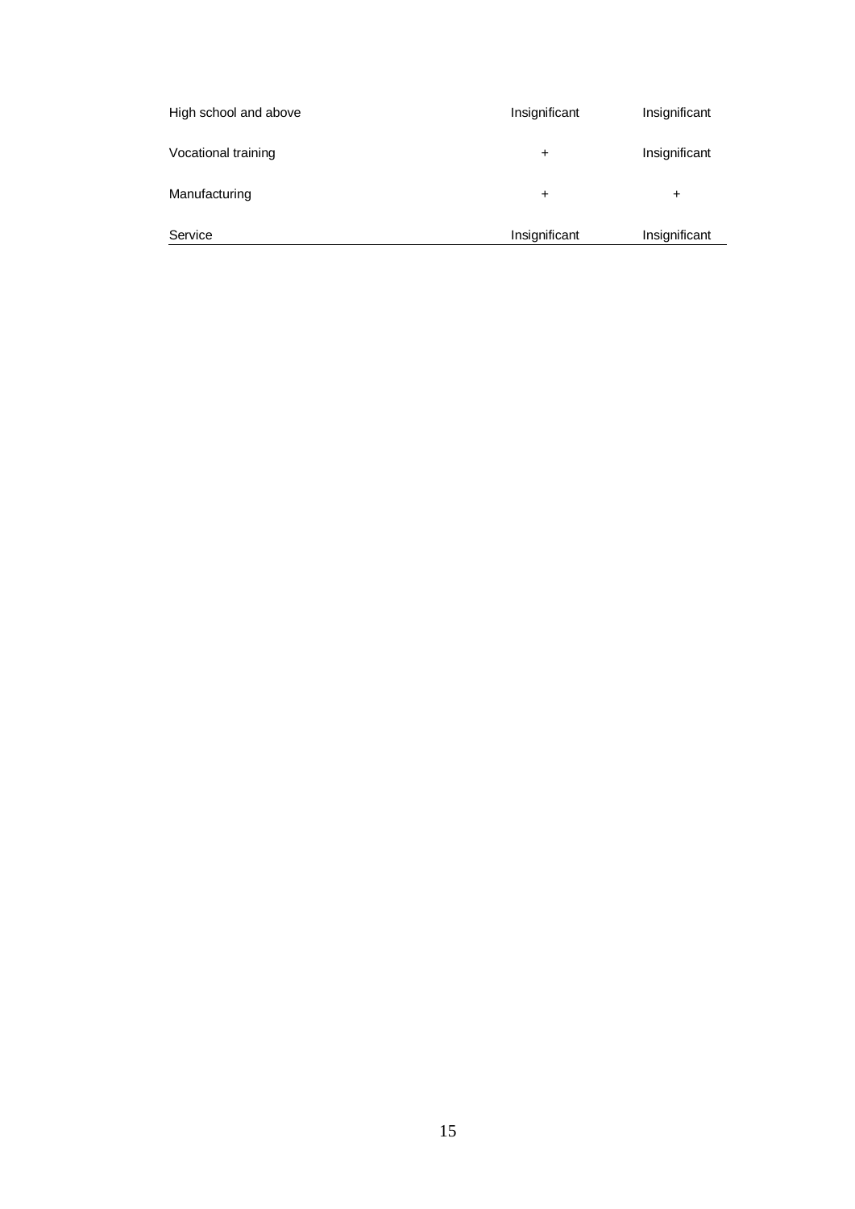| | | |
|---|---|---|
| High school and above | Insignificant | Insignificant |
| Vocational training | + | Insignificant |
| Manufacturing | + | + |
| Service | Insignificant | Insignificant |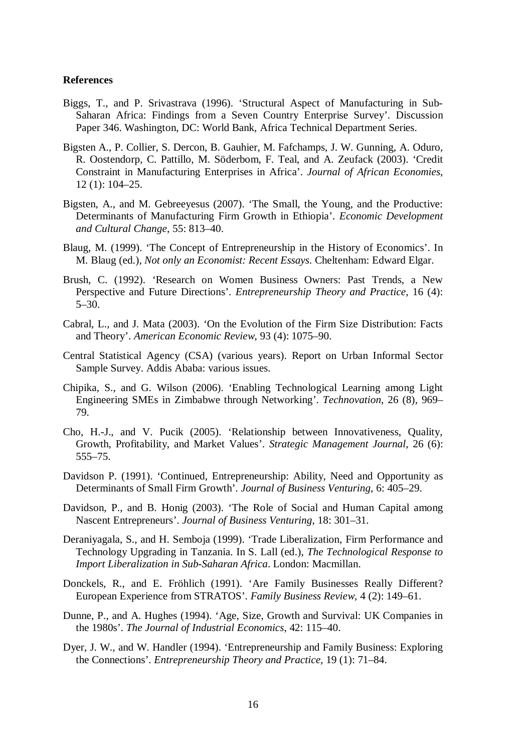**References**

Biggs, T., and P. Srivastrava (1996). 'Structural Aspect of Manufacturing in Sub-Saharan Africa: Findings from a Seven Country Enterprise Survey'. Discussion Paper 346. Washington, DC: World Bank, Africa Technical Department Series.

Bigsten A., P. Collier, S. Dercon, B. Gauhier, M. Fafchamps, J. W. Gunning, A. Oduro, R. Oostendorp, C. Pattillo, M. Söderbom, F. Teal, and A. Zeufack (2003). 'Credit Constraint in Manufacturing Enterprises in Africa'. *Journal of African Economies*, 12 (1): 104–25.

Bigsten, A., and M. Gebreeyesus (2007). 'The Small, the Young, and the Productive: Determinants of Manufacturing Firm Growth in Ethiopia'. *Economic Development and Cultural Change*, 55: 813–40.

Blaug, M. (1999). 'The Concept of Entrepreneurship in the History of Economics'. In M. Blaug (ed.), *Not only an Economist: Recent Essays*. Cheltenham: Edward Elgar.

Brush, C. (1992). 'Research on Women Business Owners: Past Trends, a New Perspective and Future Directions'. *Entrepreneurship Theory and Practice*, 16 (4): 5–30.

Cabral, L., and J. Mata (2003). 'On the Evolution of the Firm Size Distribution: Facts and Theory'. *American Economic Review*, 93 (4): 1075–90.

Central Statistical Agency (CSA) (various years). Report on Urban Informal Sector Sample Survey. Addis Ababa: various issues.

Chipika, S., and G. Wilson (2006). 'Enabling Technological Learning among Light Engineering SMEs in Zimbabwe through Networking'. *Technovation*, 26 (8), 969–79.

Cho, H.-J., and V. Pucik (2005). 'Relationship between Innovativeness, Quality, Growth, Profitability, and Market Values'. *Strategic Management Journal*, 26 (6): 555–75.

Davidson P. (1991). 'Continued, Entrepreneurship: Ability, Need and Opportunity as Determinants of Small Firm Growth'. *Journal of Business Venturing*, 6: 405–29.

Davidson, P., and B. Honig (2003). 'The Role of Social and Human Capital among Nascent Entrepreneurs'. *Journal of Business Venturing*, 18: 301–31.

Deraniyagala, S., and H. Semboja (1999). 'Trade Liberalization, Firm Performance and Technology Upgrading in Tanzania. In S. Lall (ed.), *The Technological Response to Import Liberalization in Sub-Saharan Africa*. London: Macmillan.

Donckels, R., and E. Fröhlich (1991). 'Are Family Businesses Really Different? European Experience from STRATOS'. *Family Business Review*, 4 (2): 149–61.

Dunne, P., and A. Hughes (1994). 'Age, Size, Growth and Survival: UK Companies in the 1980s'. *The Journal of Industrial Economics*, 42: 115–40.

Dyer, J. W., and W. Handler (1994). 'Entrepreneurship and Family Business: Exploring the Connections'. *Entrepreneurship Theory and Practice*, 19 (1): 71–84.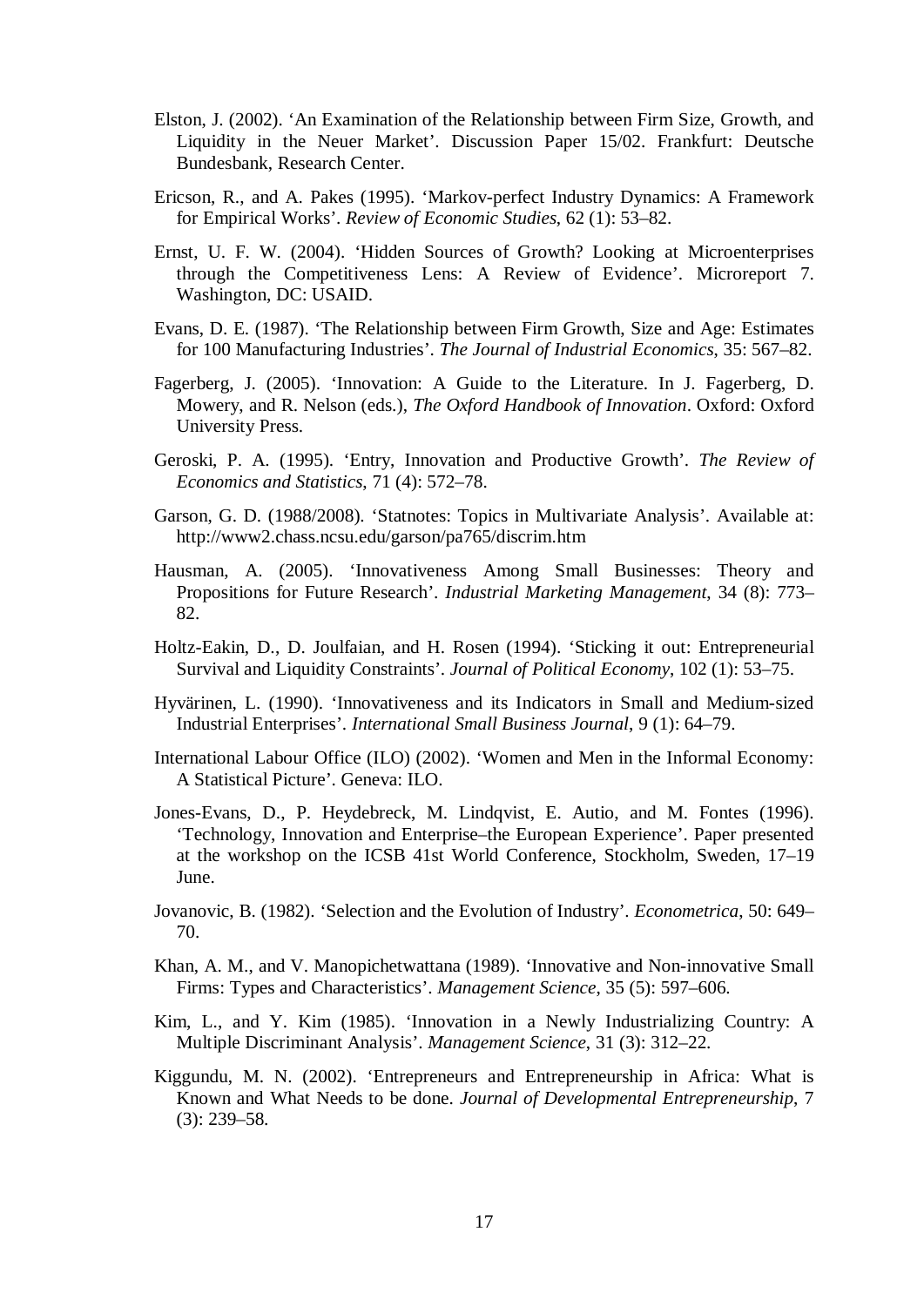Elston, J. (2002). 'An Examination of the Relationship between Firm Size, Growth, and Liquidity in the Neuer Market'. Discussion Paper 15/02. Frankfurt: Deutsche Bundesbank, Research Center.

Ericson, R., and A. Pakes (1995). 'Markov-perfect Industry Dynamics: A Framework for Empirical Works'. *Review of Economic Studies*, 62 (1): 53–82.

Ernst, U. F. W. (2004). 'Hidden Sources of Growth? Looking at Microenterprises through the Competitiveness Lens: A Review of Evidence'. Microreport 7. Washington, DC: USAID.

Evans, D. E. (1987). 'The Relationship between Firm Growth, Size and Age: Estimates for 100 Manufacturing Industries'. *The Journal of Industrial Economics*, 35: 567–82.

Fagerberg, J. (2005). 'Innovation: A Guide to the Literature. In J. Fagerberg, D. Mowery, and R. Nelson (eds.), *The Oxford Handbook of Innovation*. Oxford: Oxford University Press.

Geroski, P. A. (1995). 'Entry, Innovation and Productive Growth'. *The Review of Economics and Statistics*, 71 (4): 572–78.

Garson, G. D. (1988/2008). 'Statnotes: Topics in Multivariate Analysis'. Available at: http://www2.chass.ncsu.edu/garson/pa765/discrim.htm

Hausman, A. (2005). 'Innovativeness Among Small Businesses: Theory and Propositions for Future Research'. *Industrial Marketing Management*, 34 (8): 773–82.

Holtz-Eakin, D., D. Joulfaian, and H. Rosen (1994). 'Sticking it out: Entrepreneurial Survival and Liquidity Constraints'. *Journal of Political Economy*, 102 (1): 53–75.

Hyvärinen, L. (1990). 'Innovativeness and its Indicators in Small and Medium-sized Industrial Enterprises'. *International Small Business Journal*, 9 (1): 64–79.

International Labour Office (ILO) (2002). 'Women and Men in the Informal Economy: A Statistical Picture'. Geneva: ILO.

Jones-Evans, D., P. Heydebreck, M. Lindqvist, E. Autio, and M. Fontes (1996). 'Technology, Innovation and Enterprise–the European Experience'. Paper presented at the workshop on the ICSB 41st World Conference, Stockholm, Sweden, 17–19 June.

Jovanovic, B. (1982). 'Selection and the Evolution of Industry'. *Econometrica*, 50: 649–70.

Khan, A. M., and V. Manopichetwattana (1989). 'Innovative and Non-innovative Small Firms: Types and Characteristics'. *Management Science*, 35 (5): 597–606.

Kim, L., and Y. Kim (1985). 'Innovation in a Newly Industrializing Country: A Multiple Discriminant Analysis'. *Management Science*, 31 (3): 312–22.

Kiggundu, M. N. (2002). 'Entrepreneurs and Entrepreneurship in Africa: What is Known and What Needs to be done. *Journal of Developmental Entrepreneurship*, 7 (3): 239–58.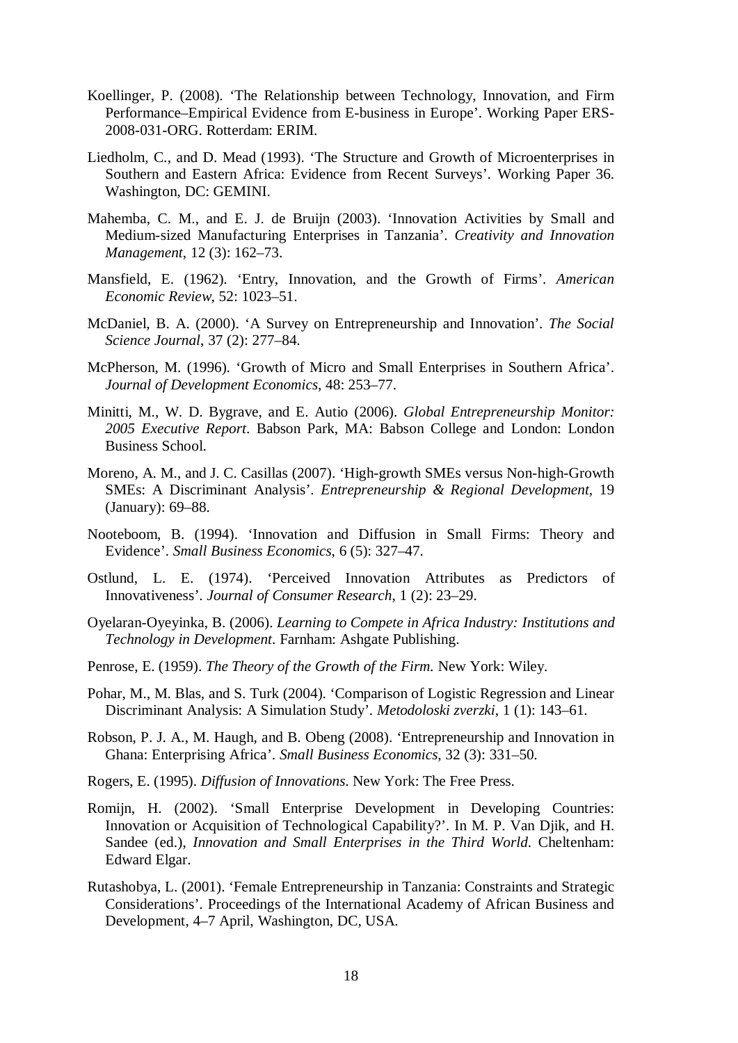Koellinger, P. (2008). 'The Relationship between Technology, Innovation, and Firm Performance–Empirical Evidence from E-business in Europe'. Working Paper ERS-2008-031-ORG. Rotterdam: ERIM.

Liedholm, C., and D. Mead (1993). 'The Structure and Growth of Microenterprises in Southern and Eastern Africa: Evidence from Recent Surveys'. Working Paper 36. Washington, DC: GEMINI.

Mahemba, C. M., and E. J. de Bruijn (2003). 'Innovation Activities by Small and Medium-sized Manufacturing Enterprises in Tanzania'. *Creativity and Innovation Management*, 12 (3): 162–73.

Mansfield, E. (1962). 'Entry, Innovation, and the Growth of Firms'. *American Economic Review*, 52: 1023–51.

McDaniel, B. A. (2000). 'A Survey on Entrepreneurship and Innovation'. *The Social Science Journal*, 37 (2): 277–84.

McPherson, M. (1996). 'Growth of Micro and Small Enterprises in Southern Africa'. *Journal of Development Economics*, 48: 253–77.

Minitti, M., W. D. Bygrave, and E. Autio (2006). *Global Entrepreneurship Monitor: 2005 Executive Report*. Babson Park, MA: Babson College and London: London Business School.

Moreno, A. M., and J. C. Casillas (2007). 'High-growth SMEs versus Non-high-Growth SMEs: A Discriminant Analysis'. *Entrepreneurship & Regional Development*, 19 (January): 69–88.

Nooteboom, B. (1994). 'Innovation and Diffusion in Small Firms: Theory and Evidence'. *Small Business Economics*, 6 (5): 327–47.

Ostlund, L. E. (1974). 'Perceived Innovation Attributes as Predictors of Innovativeness'. *Journal of Consumer Research*, 1 (2): 23–29.

Oyelaran-Oyeyinka, B. (2006). *Learning to Compete in Africa Industry: Institutions and Technology in Development*. Farnham: Ashgate Publishing.

Penrose, E. (1959). *The Theory of the Growth of the Firm.* New York: Wiley.

Pohar, M., M. Blas, and S. Turk (2004). 'Comparison of Logistic Regression and Linear Discriminant Analysis: A Simulation Study'. *Metodoloski zverzki*, 1 (1): 143–61.

Robson, P. J. A., M. Haugh, and B. Obeng (2008). 'Entrepreneurship and Innovation in Ghana: Enterprising Africa'. *Small Business Economics*, 32 (3): 331–50.

Rogers, E. (1995). *Diffusion of Innovations*. New York: The Free Press.

Romijn, H. (2002). 'Small Enterprise Development in Developing Countries: Innovation or Acquisition of Technological Capability?'. In M. P. Van Djik, and H. Sandee (ed.), *Innovation and Small Enterprises in the Third World*. Cheltenham: Edward Elgar.

Rutashobya, L. (2001). 'Female Entrepreneurship in Tanzania: Constraints and Strategic Considerations'. Proceedings of the International Academy of African Business and Development, 4–7 April, Washington, DC, USA.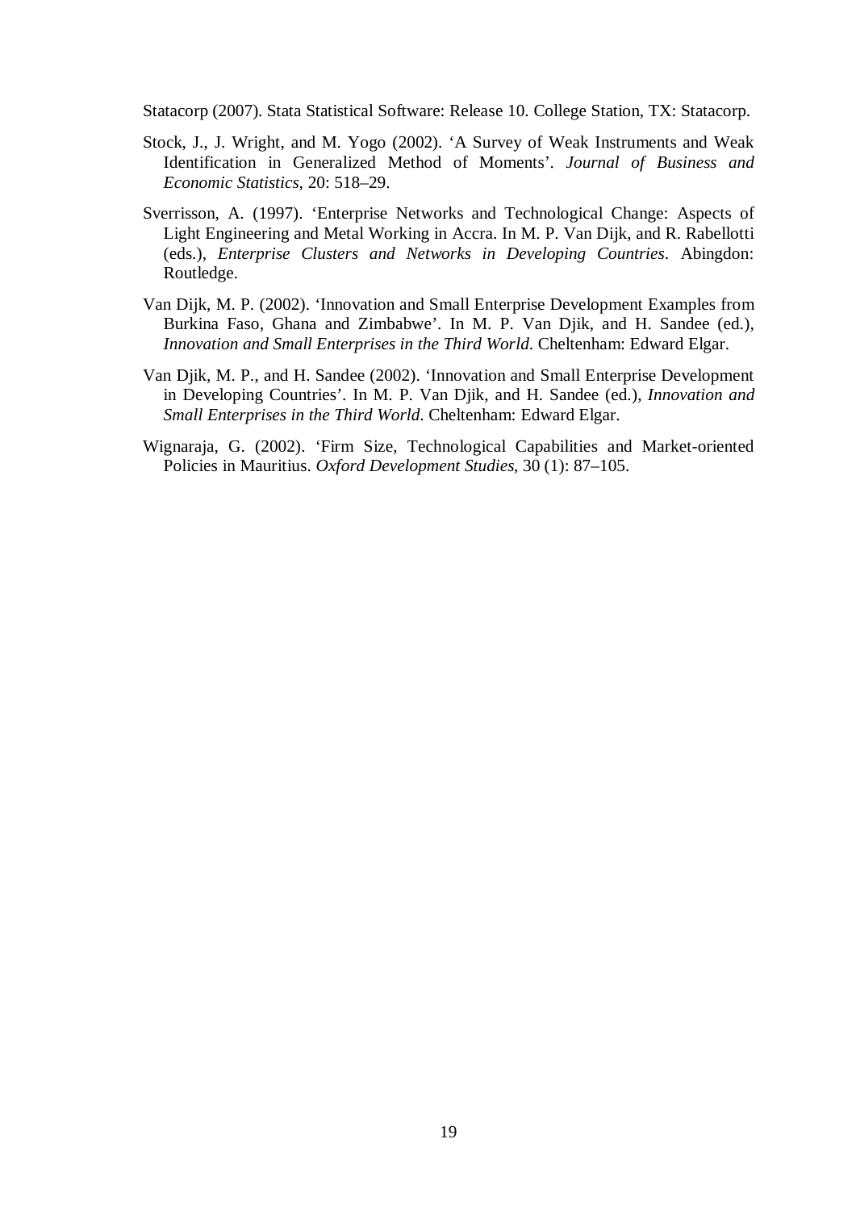Statacorp (2007). Stata Statistical Software: Release 10. College Station, TX: Statacorp.

Stock, J., J. Wright, and M. Yogo (2002). 'A Survey of Weak Instruments and Weak Identification in Generalized Method of Moments'. *Journal of Business and Economic Statistics*, 20: 518–29.

Sverrisson, A. (1997). 'Enterprise Networks and Technological Change: Aspects of Light Engineering and Metal Working in Accra. In M. P. Van Dijk, and R. Rabellotti (eds.), *Enterprise Clusters and Networks in Developing Countries*. Abingdon: Routledge.

Van Dijk, M. P. (2002). 'Innovation and Small Enterprise Development Examples from Burkina Faso, Ghana and Zimbabwe'. In M. P. Van Djik, and H. Sandee (ed.), *Innovation and Small Enterprises in the Third World*. Cheltenham: Edward Elgar.

Van Djik, M. P., and H. Sandee (2002). 'Innovation and Small Enterprise Development in Developing Countries'. In M. P. Van Djik, and H. Sandee (ed.), *Innovation and Small Enterprises in the Third World*. Cheltenham: Edward Elgar.

Wignaraja, G. (2002). 'Firm Size, Technological Capabilities and Market-oriented Policies in Mauritius. *Oxford Development Studies*, 30 (1): 87–105.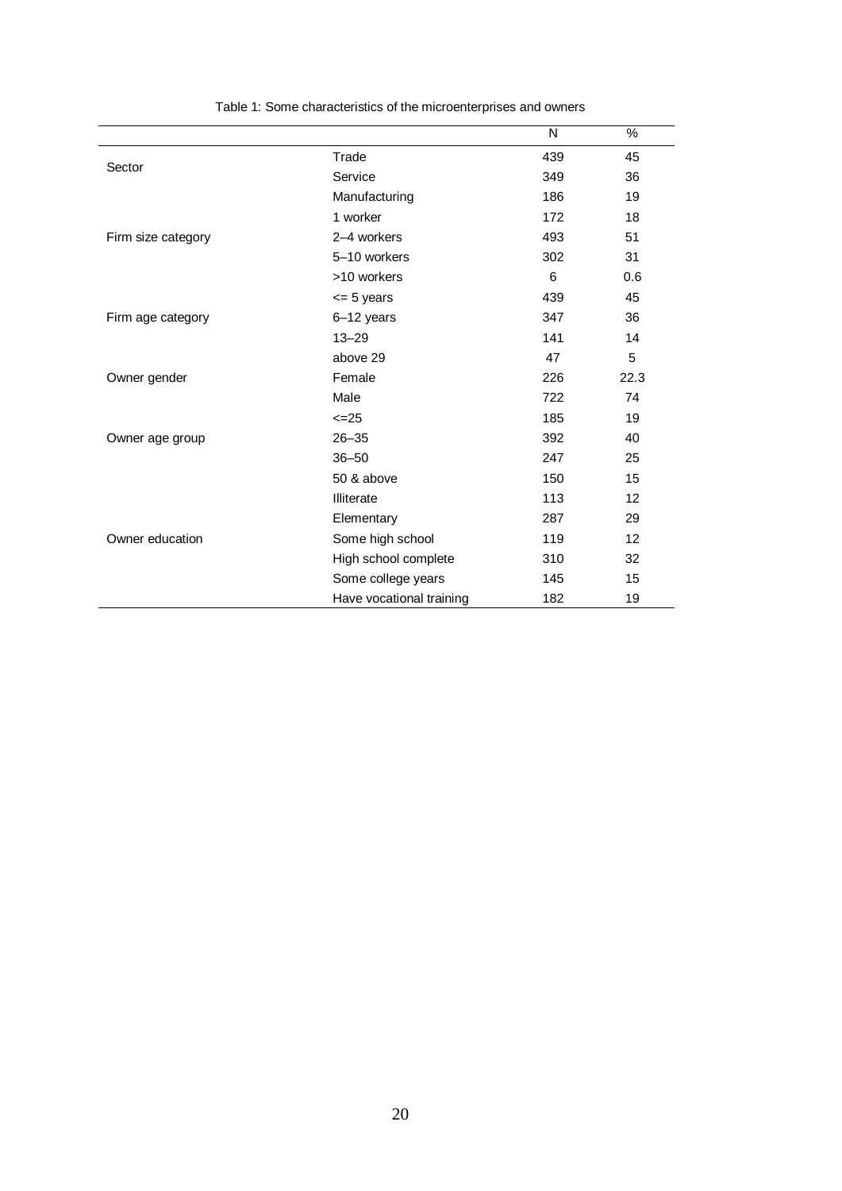Table 1: Some characteristics of the microenterprises and owners

| | | N | % |
|---|---|---|---|
| Sector | Trade | 439 | 45 |
| | Service | 349 | 36 |
| | Manufacturing | 186 | 19 |
| Firm size category | 1 worker | 172 | 18 |
| | 2–4 workers | 493 | 51 |
| | 5–10 workers | 302 | 31 |
| | >10 workers | 6 | 0.6 |
| Firm age category | <= 5 years | 439 | 45 |
| | 6–12 years | 347 | 36 |
| | 13–29 | 141 | 14 |
| | above 29 | 47 | 5 |
| Owner gender | Female | 226 | 22.3 |
| | Male | 722 | 74 |
| Owner age group | <=25 | 185 | 19 |
| | 26–35 | 392 | 40 |
| | 36–50 | 247 | 25 |
| | 50 & above | 150 | 15 |
| Owner education | Illiterate | 113 | 12 |
| | Elementary | 287 | 29 |
| | Some high school | 119 | 12 |
| | High school complete | 310 | 32 |
| | Some college years | 145 | 15 |
| | Have vocational training | 182 | 19 |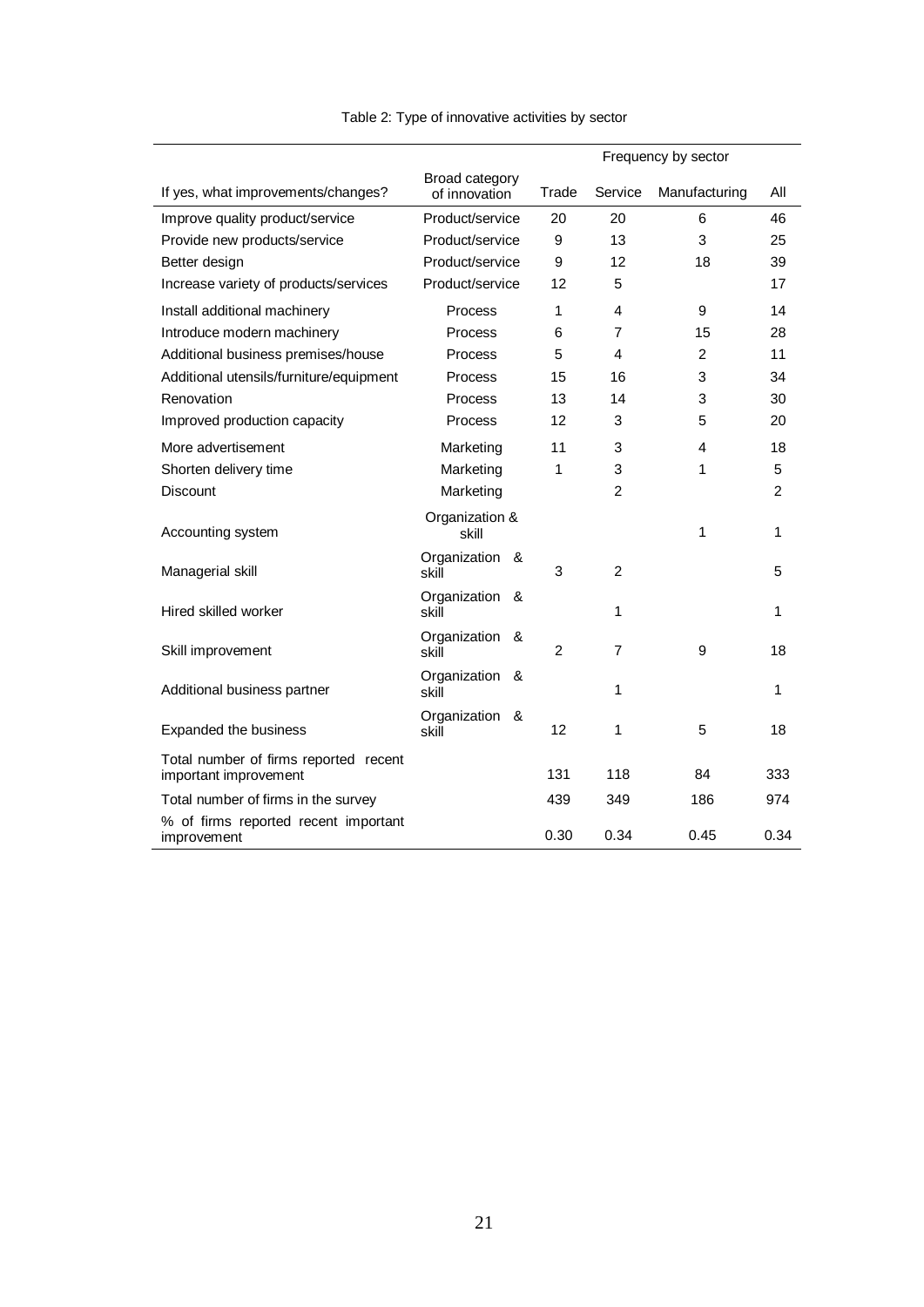Table 2: Type of innovative activities by sector

| If yes, what improvements/changes? | Broad category of innovation | Frequency by sector | | | |
|---|---|---|---|---|---|
| | | Trade | Service | Manufacturing | All |
| Improve quality product/service | Product/service | 20 | 20 | 6 | 46 |
| Provide new products/service | Product/service | 9 | 13 | 3 | 25 |
| Better design | Product/service | 9 | 12 | 18 | 39 |
| Increase variety of products/services | Product/service | 12 | 5 | | 17 |
| Install additional machinery | Process | 1 | 4 | 9 | 14 |
| Introduce modern machinery | Process | 6 | 7 | 15 | 28 |
| Additional business premises/house | Process | 5 | 4 | 2 | 11 |
| Additional utensils/furniture/equipment | Process | 15 | 16 | 3 | 34 |
| Renovation | Process | 13 | 14 | 3 | 30 |
| Improved production capacity | Process | 12 | 3 | 5 | 20 |
| More advertisement | Marketing | 11 | 3 | 4 | 18 |
| Shorten delivery time | Marketing | 1 | 3 | 1 | 5 |
| Discount | Marketing | | 2 | | 2 |
| Accounting system | Organization & skill | | | 1 | 1 |
| Managerial skill | Organization & skill | 3 | 2 | | 5 |
| Hired skilled worker | Organization & skill | | 1 | | 1 |
| Skill improvement | Organization & skill | 2 | 7 | 9 | 18 |
| Additional business partner | Organization & skill | | 1 | | 1 |
| Expanded the business | Organization & skill | 12 | 1 | 5 | 18 |
| Total number of firms reported recent important improvement | | 131 | 118 | 84 | 333 |
| Total number of firms in the survey | | 439 | 349 | 186 | 974 |
| % of firms reported recent important improvement | | 0.30 | 0.34 | 0.45 | 0.34 |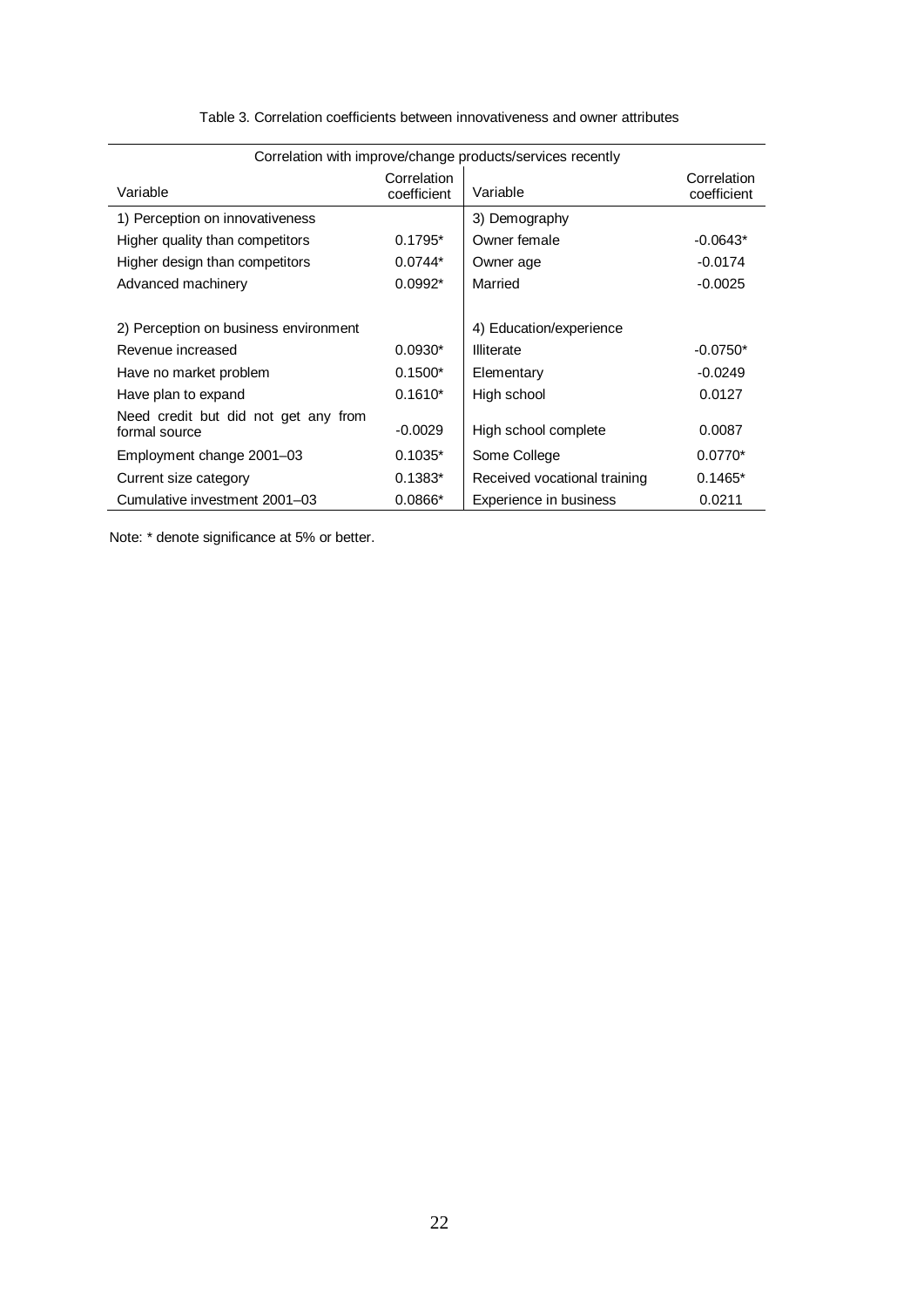Table 3. Correlation coefficients between innovativeness and owner attributes

| Correlation with improve/change products/services recently | | | |
|---|---|---|---|
| Variable | Correlation coefficient | Variable | Correlation coefficient |
| 1) Perception on innovativeness | | 3) Demography | |
| Higher quality than competitors | 0.1795* | Owner female | -0.0643* |
| Higher design than competitors | 0.0744* | Owner age | -0.0174 |
| Advanced machinery | 0.0992* | Married | -0.0025 |
| | | | |
| 2) Perception on business environment | | 4) Education/experience | |
| Revenue increased | 0.0930* | Illiterate | -0.0750* |
| Have no market problem | 0.1500* | Elementary | -0.0249 |
| Have plan to expand | 0.1610* | High school | 0.0127 |
| Need credit but did not get any from formal source | -0.0029 | High school complete | 0.0087 |
| Employment change 2001–03 | 0.1035* | Some College | 0.0770* |
| Current size category | 0.1383* | Received vocational training | 0.1465* |
| Cumulative investment 2001–03 | 0.0866* | Experience in business | 0.0211 |

Note: * denote significance at 5% or better.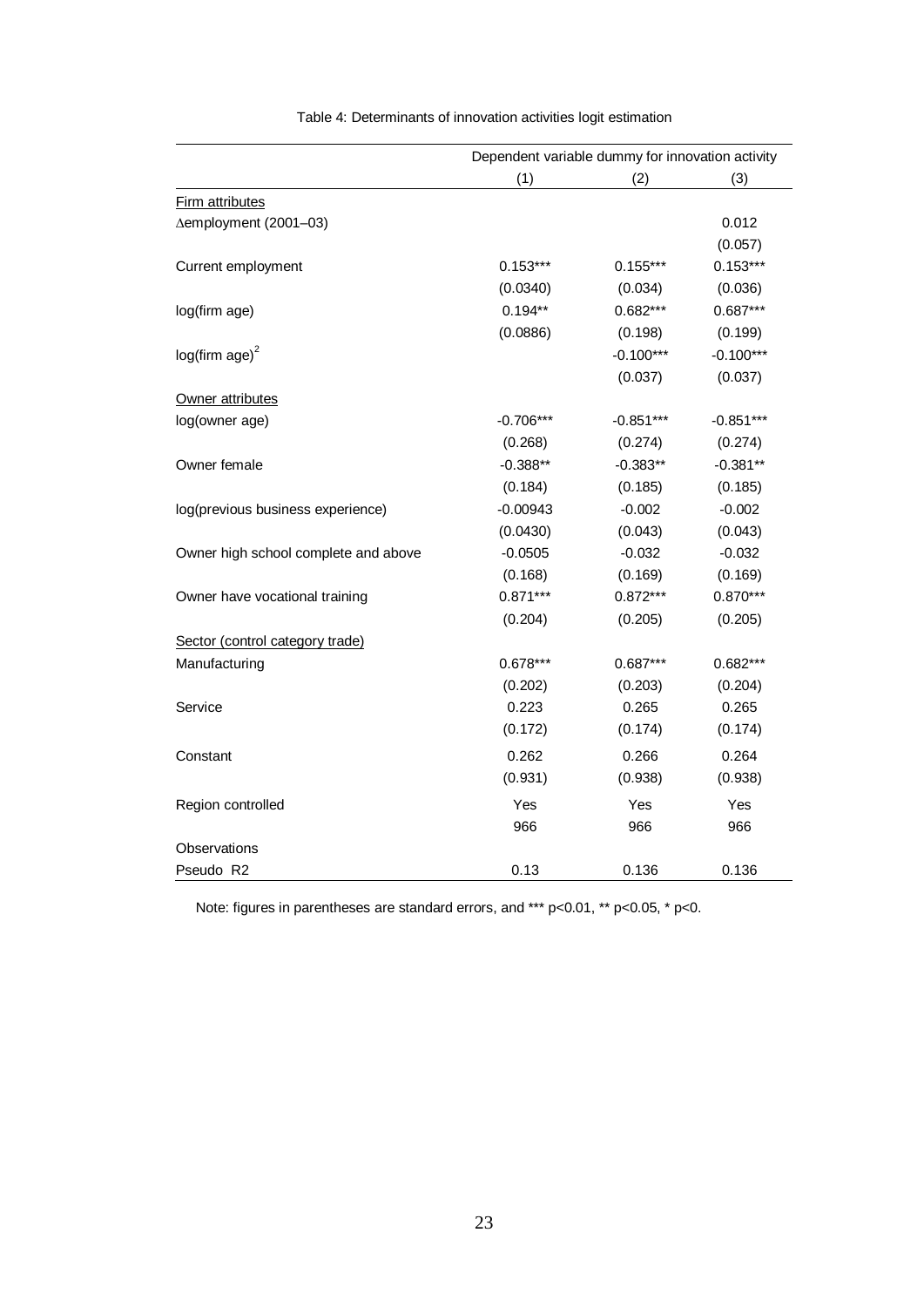Table 4: Determinants of innovation activities logit estimation

| | Dependent variable dummy for innovation activity | | |
|---|---|---|---|
| | (1) | (2) | (3) |
| Firm attributes | | | |
| ∆employment (2001–03) | | | 0.012 |
| | | | (0.057) |
| Current employment | 0.153*** | 0.155*** | 0.153*** |
| | (0.0340) | (0.034) | (0.036) |
| log(firm age) | 0.194** | 0.682*** | 0.687*** |
| | (0.0886) | (0.198) | (0.199) |
| $\log(\text{firm age})^2$ | | -0.100*** | -0.100*** |
| | | (0.037) | (0.037) |
| Owner attributes | | | |
| log(owner age) | -0.706*** | -0.851*** | -0.851*** |
| | (0.268) | (0.274) | (0.274) |
| Owner female | -0.388** | -0.383** | -0.381** |
| | (0.184) | (0.185) | (0.185) |
| log(previous business experience) | -0.00943 | -0.002 | -0.002 |
| | (0.0430) | (0.043) | (0.043) |
| Owner high school complete and above | -0.0505 | -0.032 | -0.032 |
| | (0.168) | (0.169) | (0.169) |
| Owner have vocational training | 0.871*** | 0.872*** | 0.870*** |
| | (0.204) | (0.205) | (0.205) |
| Sector (control category trade) | | | |
| Manufacturing | 0.678*** | 0.687*** | 0.682*** |
| | (0.202) | (0.203) | (0.204) |
| Service | 0.223 | 0.265 | 0.265 |
| | (0.172) | (0.174) | (0.174) |
| Constant | 0.262 | 0.266 | 0.264 |
| | (0.931) | (0.938) | (0.938) |
| Region controlled | Yes | Yes | Yes |
| | 966 | 966 | 966 |
| Observations | | | |
| Pseudo R2 | 0.13 | 0.136 | 0.136 |

Note: figures in parentheses are standard errors, and *** p<0.01, ** p<0.05, * p<0.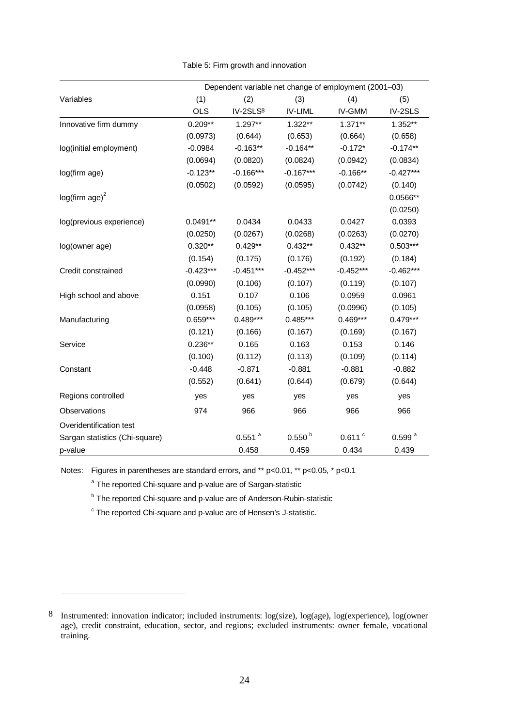Table 5: Firm growth and innovation

| | Dependent variable net change of employment (2001–03) | | | | |
|---|---|---|---|---|---|
| Variables | (1) | (2) | (3) | (4) | (5) |
| | OLS | IV-2SLS[8] | IV-LIML | IV-GMM | IV-2SLS |
| Innovative firm dummy | 0.209** | 1.297** | 1.322** | 1.371** | 1.352** |
| | (0.0973) | (0.644) | (0.653) | (0.664) | (0.658) |
| log(initial employment) | -0.0984 | -0.163** | -0.164** | -0.172* | -0.174** |
| | (0.0694) | (0.0820) | (0.0824) | (0.0942) | (0.0834) |
| log(firm age) | -0.123** | -0.166*** | -0.167*** | -0.166** | -0.427*** |
| | (0.0502) | (0.0592) | (0.0595) | (0.0742) | (0.140) |
| $\log(\text{firm age})^2$ | | | | | 0.0566** |
| | | | | | (0.0250) |
| log(previous experience) | 0.0491** | 0.0434 | 0.0433 | 0.0427 | 0.0393 |
| | (0.0250) | (0.0267) | (0.0268) | (0.0263) | (0.0270) |
| log(owner age) | 0.320** | 0.429** | 0.432** | 0.432** | 0.503*** |
| | (0.154) | (0.175) | (0.176) | (0.192) | (0.184) |
| Credit constrained | -0.423*** | -0.451*** | -0.452*** | -0.452*** | -0.462*** |
| | (0.0990) | (0.106) | (0.107) | (0.119) | (0.107) |
| High school and above | 0.151 | 0.107 | 0.106 | 0.0959 | 0.0961 |
| | (0.0958) | (0.105) | (0.105) | (0.0996) | (0.105) |
| Manufacturing | 0.659*** | 0.489*** | 0.485*** | 0.469*** | 0.479*** |
| | (0.121) | (0.166) | (0.167) | (0.169) | (0.167) |
| Service | 0.236** | 0.165 | 0.163 | 0.153 | 0.146 |
| | (0.100) | (0.112) | (0.113) | (0.109) | (0.114) |
| Constant | -0.448 | -0.871 | -0.881 | -0.881 | -0.882 |
| | (0.552) | (0.641) | (0.644) | (0.679) | (0.644) |
| Regions controlled | yes | yes | yes | yes | yes |
| Observations | 974 | 966 | 966 | 966 | 966 |
| Overidentification test | | | | | |
| Sargan statistics (Chi-square) | | 0.551 [a] | 0.550 [b] | 0.611 [c] | 0.599 [a] |
| p-value | | 0.458 | 0.459 | 0.434 | 0.439 |

Notes: Figures in parentheses are standard errors, and ** p<0.01, ** p<0.05, * p<0.1

[a] The reported Chi-square and p-value are of Sargan-statistic

[b] The reported Chi-square and p-value are of Anderson-Rubin-statistic

[c] The reported Chi-square and p-value are of Hensen's J-statistic.

[8] Instrumented: innovation indicator; included instruments: log(size), log(age), log(experience), log(owner age), credit constraint, education, sector, and regions; excluded instruments: owner female, vocational training.